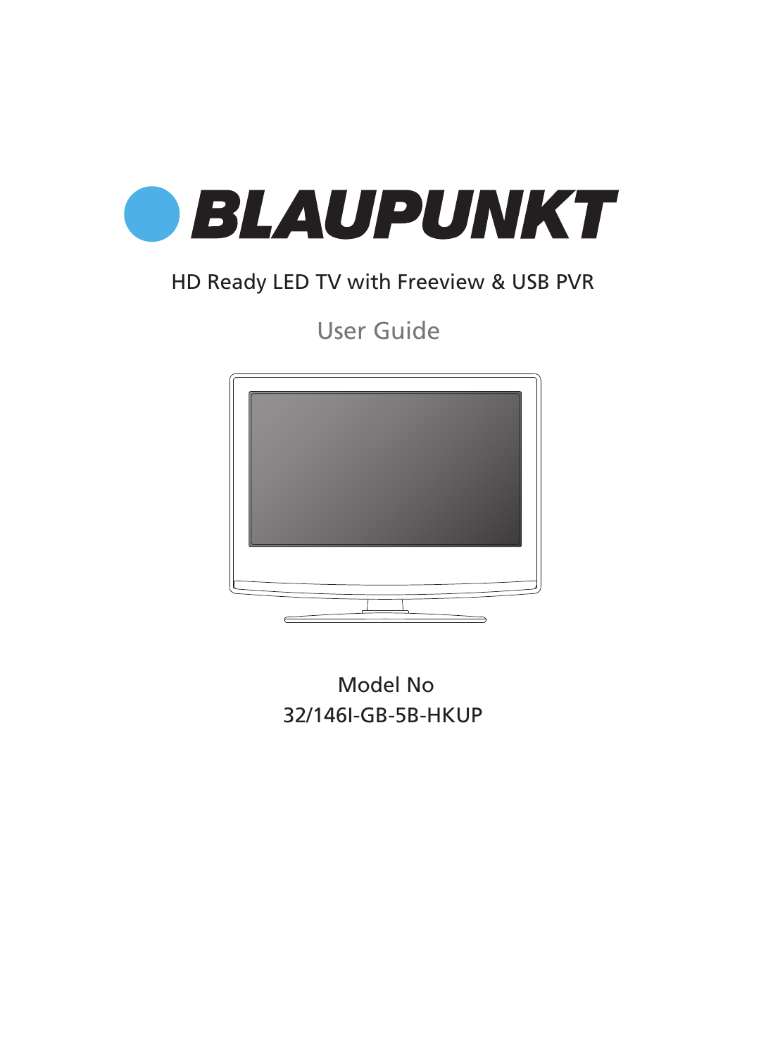# BLAUPUNKT

HD Ready LED TV with Freeview & USB PVR

User Guide

Model No

32/146I-GB-5B-HKUP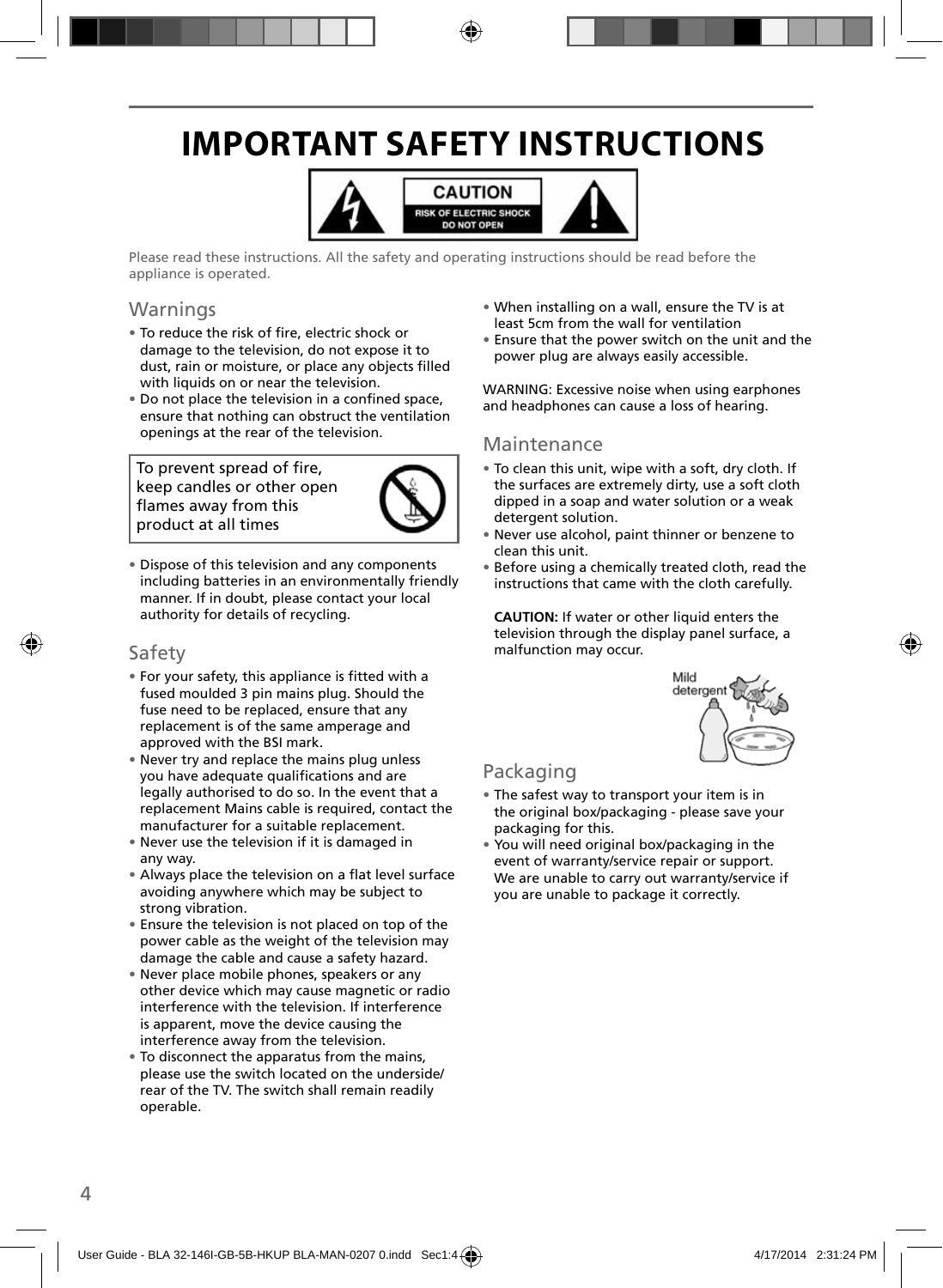# IMPORTANT SAFETY INSTRUCTIONS

CAUTION
RISK OF ELECTRIC SHOCK
DO NOT OPEN

Please read these instructions. All the safety and operating instructions should be read before the appliance is operated.

## Warnings

- To reduce the risk of fire, electric shock or damage to the television, do not expose it to dust, rain or moisture, or place any objects filled with liquids on or near the television.
- Do not place the television in a confined space, ensure that nothing can obstruct the ventilation openings at the rear of the television.

To prevent spread of fire, keep candles or other open flames away from this product at all times

- Dispose of this television and any components including batteries in an environmentally friendly manner. If in doubt, please contact your local authority for details of recycling.

## Safety

- For your safety, this appliance is fitted with a fused moulded 3 pin mains plug. Should the fuse need to be replaced, ensure that any replacement is of the same amperage and approved with the BSI mark.
- Never try and replace the mains plug unless you have adequate qualifications and are legally authorised to do so. In the event that a replacement Mains cable is required, contact the manufacturer for a suitable replacement.
- Never use the television if it is damaged in any way.
- Always place the television on a flat level surface avoiding anywhere which may be subject to strong vibration.
- Ensure the television is not placed on top of the power cable as the weight of the television may damage the cable and cause a safety hazard.
- Never place mobile phones, speakers or any other device which may cause magnetic or radio interference with the television. If interference is apparent, move the device causing the interference away from the television.
- To disconnect the apparatus from the mains, please use the switch located on the underside/ rear of the TV. The switch shall remain readily operable.
- When installing on a wall, ensure the TV is at least 5cm from the wall for ventilation
- Ensure that the power switch on the unit and the power plug are always easily accessible.

WARNING: Excessive noise when using earphones and headphones can cause a loss of hearing.

## Maintenance

- To clean this unit, wipe with a soft, dry cloth. If the surfaces are extremely dirty, use a soft cloth dipped in a soap and water solution or a weak detergent solution.
- Never use alcohol, paint thinner or benzene to clean this unit.
- Before using a chemically treated cloth, read the instructions that came with the cloth carefully.

**CAUTION:** If water or other liquid enters the television through the display panel surface, a malfunction may occur.

Mild detergent

## Packaging

- The safest way to transport your item is in the original box/packaging - please save your packaging for this.
- You will need original box/packaging in the event of warranty/service repair or support. We are unable to carry out warranty/service if you are unable to package it correctly.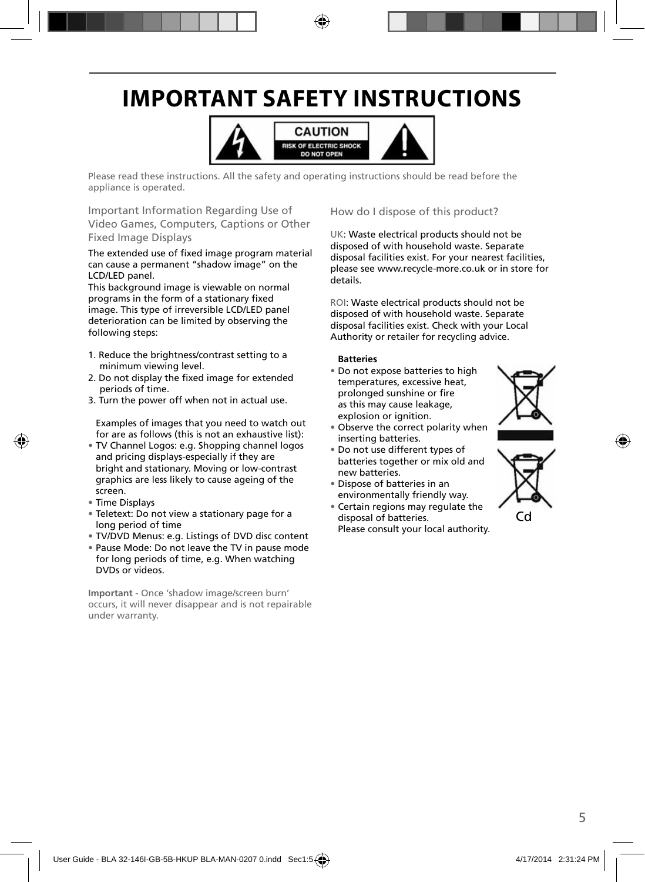# IMPORTANT SAFETY INSTRUCTIONS

CAUTION
RISK OF ELECTRIC SHOCK
DO NOT OPEN

Please read these instructions. All the safety and operating instructions should be read before the appliance is operated.

## Important Information Regarding Use of Video Games, Computers, Captions or Other Fixed Image Displays

The extended use of fixed image program material can cause a permanent "shadow image" on the LCD/LED panel.
This background image is viewable on normal programs in the form of a stationary fixed image. This type of irreversible LCD/LED panel deterioration can be limited by observing the following steps:

1. Reduce the brightness/contrast setting to a minimum viewing level.
2. Do not display the fixed image for extended periods of time.
3. Turn the power off when not in actual use.

Examples of images that you need to watch out for are as follows (this is not an exhaustive list):

- TV Channel Logos: e.g. Shopping channel logos and pricing displays-especially if they are bright and stationary. Moving or low-contrast graphics are less likely to cause ageing of the screen.
- Time Displays
- Teletext: Do not view a stationary page for a long period of time
- TV/DVD Menus: e.g. Listings of DVD disc content
- Pause Mode: Do not leave the TV in pause mode for long periods of time, e.g. When watching DVDs or videos.

**Important** - Once 'shadow image/screen burn' occurs, it will never disappear and is not repairable under warranty.

## How do I dispose of this product?

UK: Waste electrical products should not be disposed of with household waste. Separate disposal facilities exist. For your nearest facilities, please see www.recycle-more.co.uk or in store for details.

ROI: Waste electrical products should not be disposed of with household waste. Separate disposal facilities exist. Check with your Local Authority or retailer for recycling advice.

**Batteries**

- Do not expose batteries to high temperatures, excessive heat, prolonged sunshine or fire as this may cause leakage, explosion or ignition.
- Observe the correct polarity when inserting batteries.
- Do not use different types of batteries together or mix old and new batteries.
- Dispose of batteries in an environmentally friendly way.
- Certain regions may regulate the disposal of batteries. Please consult your local authority.

Cd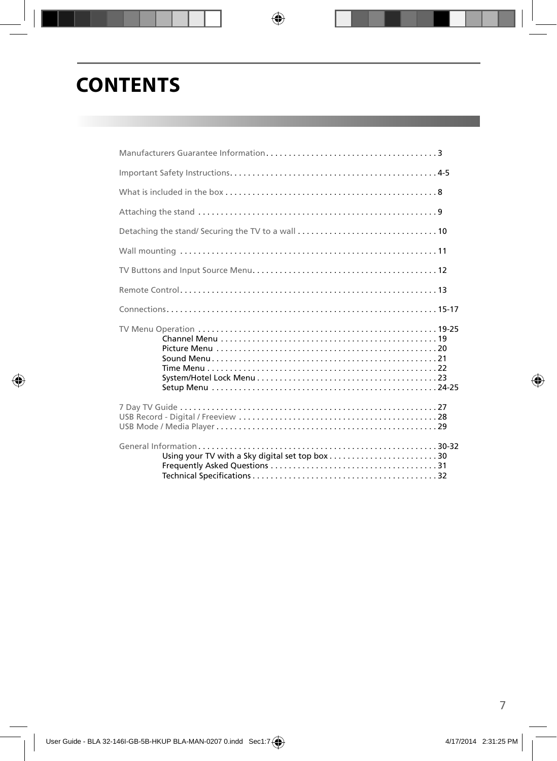# CONTENTS

Manufacturers Guarantee Information . . . . . . . . . . . . . . . . . . . . . . . . . . . . . . . . . . . . . 3

Important Safety Instructions . . . . . . . . . . . . . . . . . . . . . . . . . . . . . . . . . . . . . . . . . . . . . 4-5

What is included in the box . . . . . . . . . . . . . . . . . . . . . . . . . . . . . . . . . . . . . . . . . . . . . . 8

Attaching the stand . . . . . . . . . . . . . . . . . . . . . . . . . . . . . . . . . . . . . . . . . . . . . . . . . . . . 9

Detaching the stand/ Securing the TV to a wall . . . . . . . . . . . . . . . . . . . . . . . . . . . . . . 10

Wall mounting . . . . . . . . . . . . . . . . . . . . . . . . . . . . . . . . . . . . . . . . . . . . . . . . . . . . . . . . 11

TV Buttons and Input Source Menu . . . . . . . . . . . . . . . . . . . . . . . . . . . . . . . . . . . . . . . . 12

Remote Control . . . . . . . . . . . . . . . . . . . . . . . . . . . . . . . . . . . . . . . . . . . . . . . . . . . . . . . . 13

Connections . . . . . . . . . . . . . . . . . . . . . . . . . . . . . . . . . . . . . . . . . . . . . . . . . . . . . . . . . . . 15-17

TV Menu Operation . . . . . . . . . . . . . . . . . . . . . . . . . . . . . . . . . . . . . . . . . . . . . . . . . . . . 19-25
- Channel Menu . . . . . . . . . . . . . . . . . . . . . . . . . . . . . . . . . . . . . . . . . . . . . . . . 19
- Picture Menu . . . . . . . . . . . . . . . . . . . . . . . . . . . . . . . . . . . . . . . . . . . . . . . . . 20
- Sound Menu . . . . . . . . . . . . . . . . . . . . . . . . . . . . . . . . . . . . . . . . . . . . . . . . . . 21
- Time Menu . . . . . . . . . . . . . . . . . . . . . . . . . . . . . . . . . . . . . . . . . . . . . . . . . . . 22
- System/Hotel Lock Menu . . . . . . . . . . . . . . . . . . . . . . . . . . . . . . . . . . . . . . . 23
- Setup Menu . . . . . . . . . . . . . . . . . . . . . . . . . . . . . . . . . . . . . . . . . . . . . . . . . . 24-25

7 Day TV Guide . . . . . . . . . . . . . . . . . . . . . . . . . . . . . . . . . . . . . . . . . . . . . . . . . . . . . . . . 27
USB Record - Digital / Freeview . . . . . . . . . . . . . . . . . . . . . . . . . . . . . . . . . . . . . . . . . . . 28
USB Mode / Media Player . . . . . . . . . . . . . . . . . . . . . . . . . . . . . . . . . . . . . . . . . . . . . . . . 29

General Information . . . . . . . . . . . . . . . . . . . . . . . . . . . . . . . . . . . . . . . . . . . . . . . . . . . . 30-32
- Using your TV with a Sky digital set top box . . . . . . . . . . . . . . . . . . . . . . . . 30
- Frequently Asked Questions . . . . . . . . . . . . . . . . . . . . . . . . . . . . . . . . . . . . . 31
- Technical Specifications . . . . . . . . . . . . . . . . . . . . . . . . . . . . . . . . . . . . . . . . . 32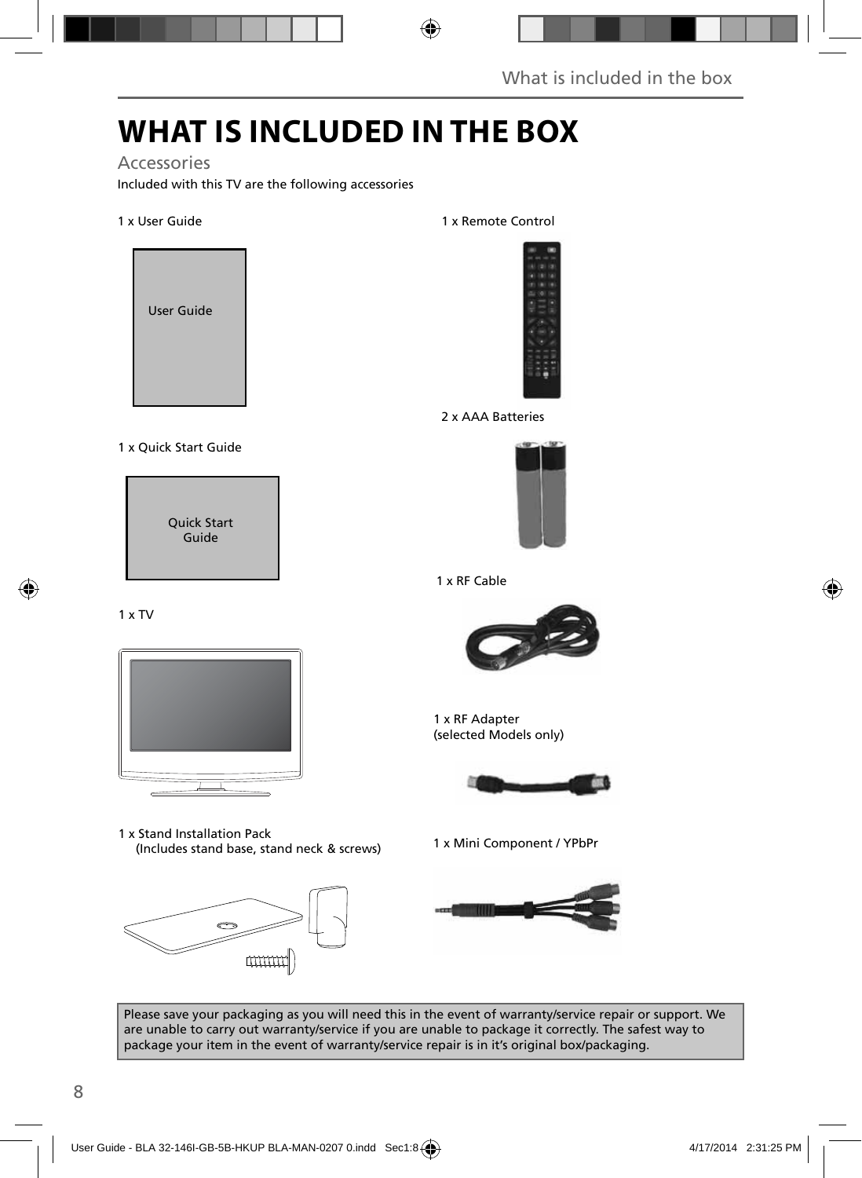# WHAT IS INCLUDED IN THE BOX

## Accessories

Included with this TV are the following accessories

1 x User Guide

User Guide

1 x Quick Start Guide

Quick Start Guide

1 x TV

1 x Stand Installation Pack
(Includes stand base, stand neck & screws)

1 x Remote Control

2 x AAA Batteries

1 x RF Cable

1 x RF Adapter
(selected Models only)

1 x Mini Component / YPbPr

Please save your packaging as you will need this in the event of warranty/service repair or support. We are unable to carry out warranty/service if you are unable to package it correctly. The safest way to package your item in the event of warranty/service repair is in it's original box/packaging.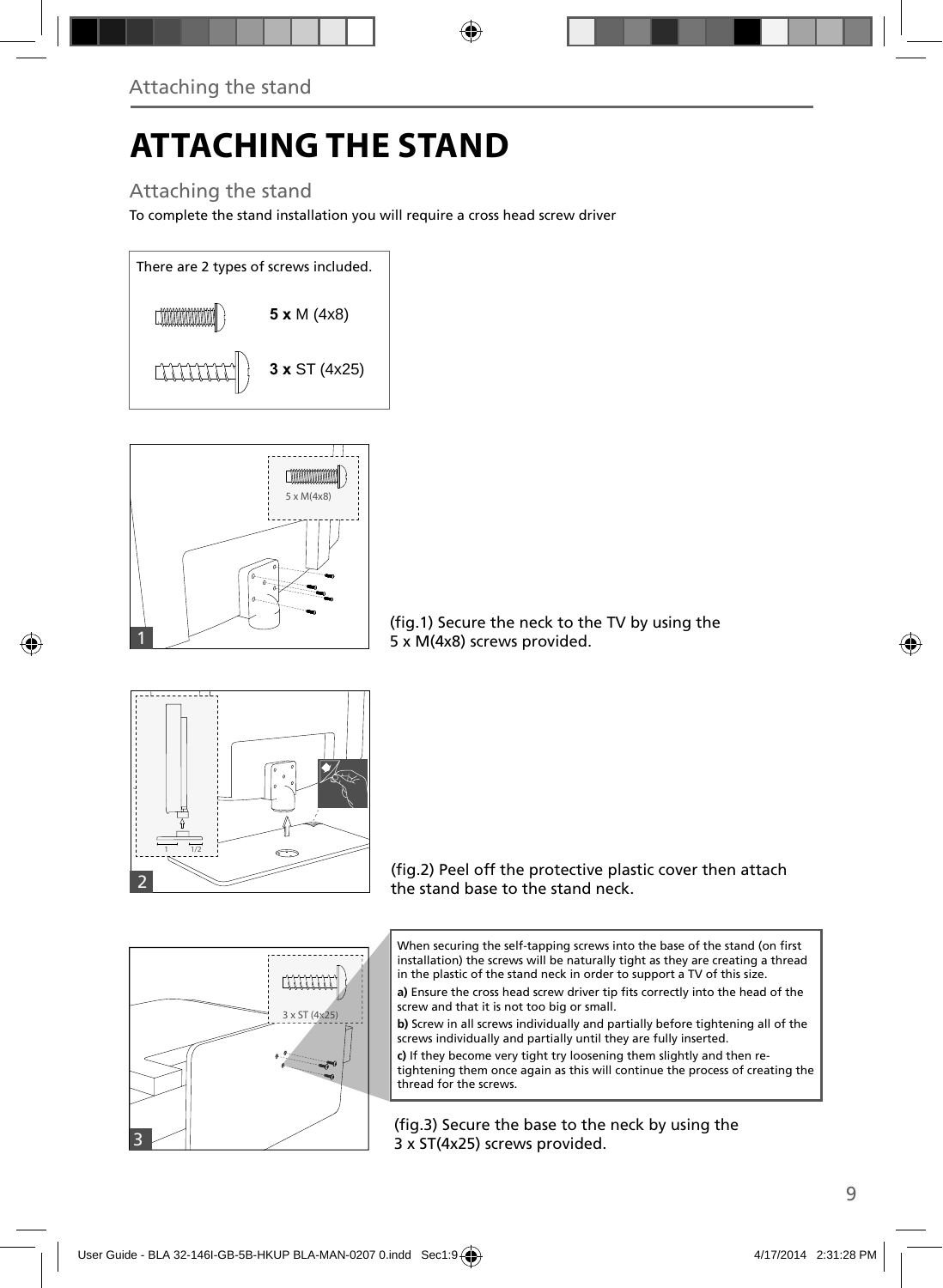# ATTACHING THE STAND

## Attaching the stand

To complete the stand installation you will require a cross head screw driver

There are 2 types of screws included.

**5 x** M (4x8)

**3 x** ST (4x25)

(fig.1) Secure the neck to the TV by using the 5 x M(4x8) screws provided.

(fig.2) Peel off the protective plastic cover then attach the stand base to the stand neck.

When securing the self-tapping screws into the base of the stand (on first installation) the screws will be naturally tight as they are creating a thread in the plastic of the stand neck in order to support a TV of this size.

**a)** Ensure the cross head screw driver tip fits correctly into the head of the screw and that it is not too big or small.

**b)** Screw in all screws individually and partially before tightening all of the screws individually and partially until they are fully inserted.

**c)** If they become very tight try loosening them slightly and then re-tightening them once again as this will continue the process of creating the thread for the screws.

(fig.3) Secure the base to the neck by using the 3 x ST(4x25) screws provided.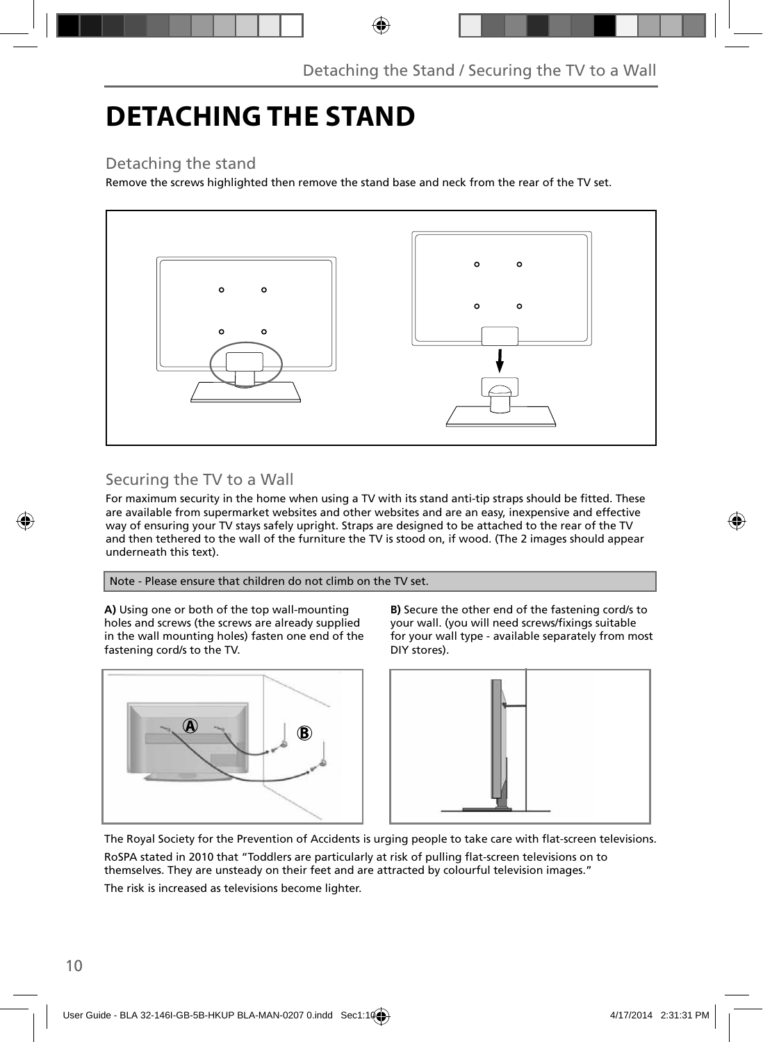# DETACHING THE STAND

## Detaching the stand

Remove the screws highlighted then remove the stand base and neck from the rear of the TV set.

## Securing the TV to a Wall

For maximum security in the home when using a TV with its stand anti-tip straps should be fitted. These are available from supermarket websites and other websites and are an easy, inexpensive and effective way of ensuring your TV stays safely upright. Straps are designed to be attached to the rear of the TV and then tethered to the wall of the furniture the TV is stood on, if wood. (The 2 images should appear underneath this text).

Note - Please ensure that children do not climb on the TV set.

**A)** Using one or both of the top wall-mounting holes and screws (the screws are already supplied in the wall mounting holes) fasten one end of the fastening cord/s to the TV.

**B)** Secure the other end of the fastening cord/s to your wall. (you will need screws/fixings suitable for your wall type - available separately from most DIY stores).

The Royal Society for the Prevention of Accidents is urging people to take care with flat-screen televisions.

RoSPA stated in 2010 that "Toddlers are particularly at risk of pulling flat-screen televisions on to themselves. They are unsteady on their feet and are attracted by colourful television images."

The risk is increased as televisions become lighter.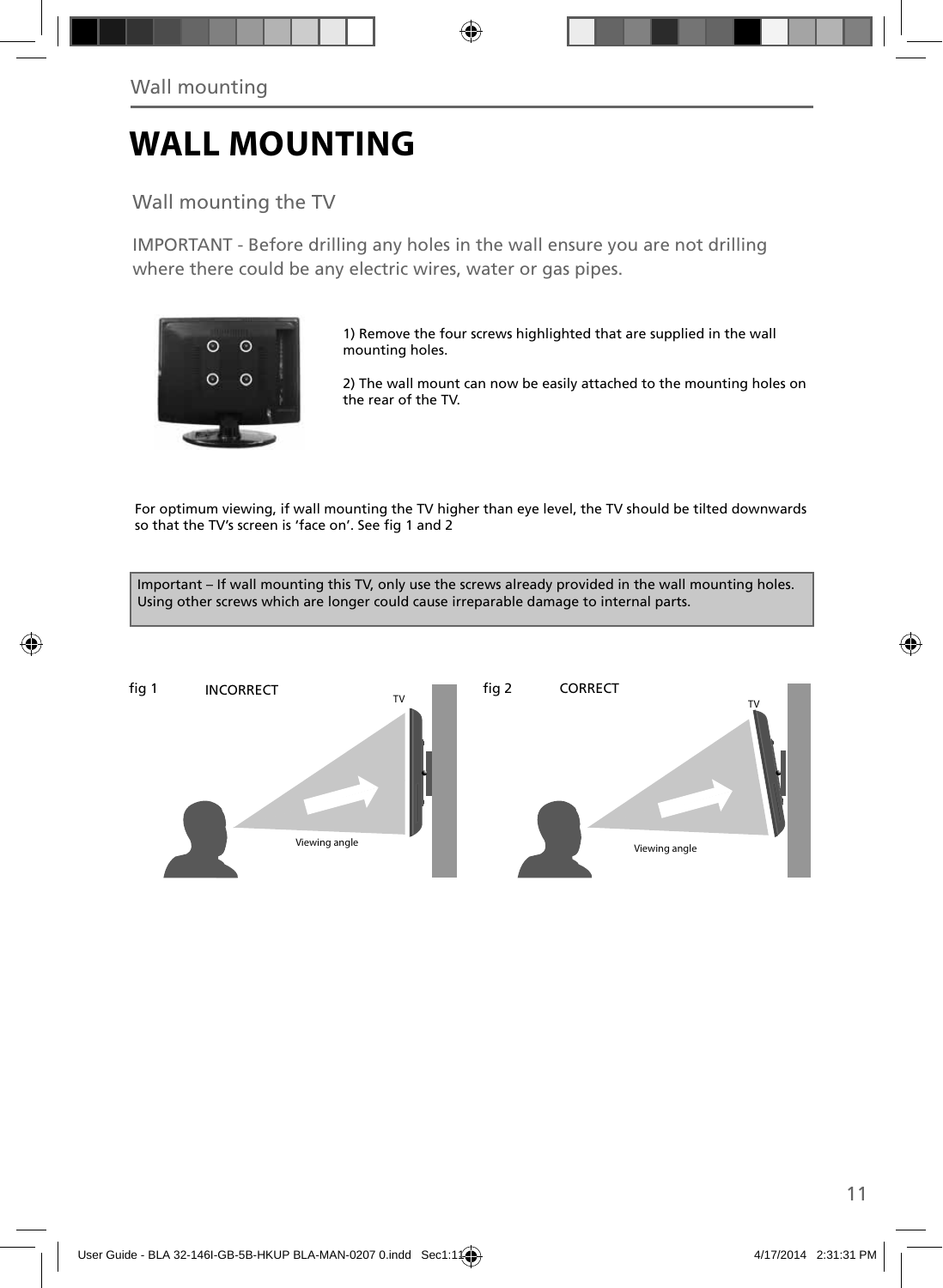# WALL MOUNTING

## Wall mounting the TV

IMPORTANT - Before drilling any holes in the wall ensure you are not drilling where there could be any electric wires, water or gas pipes.

1) Remove the four screws highlighted that are supplied in the wall mounting holes.

2) The wall mount can now be easily attached to the mounting holes on the rear of the TV.

For optimum viewing, if wall mounting the TV higher than eye level, the TV should be tilted downwards so that the TV's screen is 'face on'. See fig 1 and 2

Important – If wall mounting this TV, only use the screws already provided in the wall mounting holes. Using other screws which are longer could cause irreparable damage to internal parts.

fig 1 INCORRECT

fig 2 CORRECT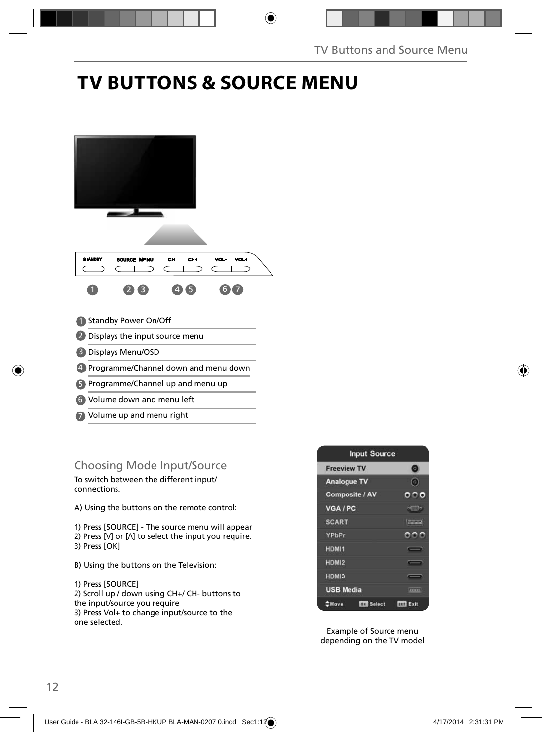# TV BUTTONS & SOURCE MENU

STANDBY SOURCE MENU CH- CH+ VOL- VOL+

1. Standby Power On/Off
2. Displays the input source menu
3. Displays Menu/OSD
4. Programme/Channel down and menu down
5. Programme/Channel up and menu up
6. Volume down and menu left
7. Volume up and menu right

## Choosing Mode Input/Source

To switch between the different input/ connections.

A) Using the buttons on the remote control:

1) Press [SOURCE] - The source menu will appear
2) Press [V] or [Λ] to select the input you require.
3) Press [OK]

B) Using the buttons on the Television:

1) Press [SOURCE]
2) Scroll up / down using CH+/ CH- buttons to the input/source you require
3) Press Vol+ to change input/source to the one selected.

**Input Source**

- Freeview TV
- Analogue TV
- Composite / AV
- VGA / PC
- SCART
- YPbPr
- HDMI1
- HDMI2
- HDMI3
- USB Media

Move | OK Select | EXIT Exit

Example of Source menu depending on the TV model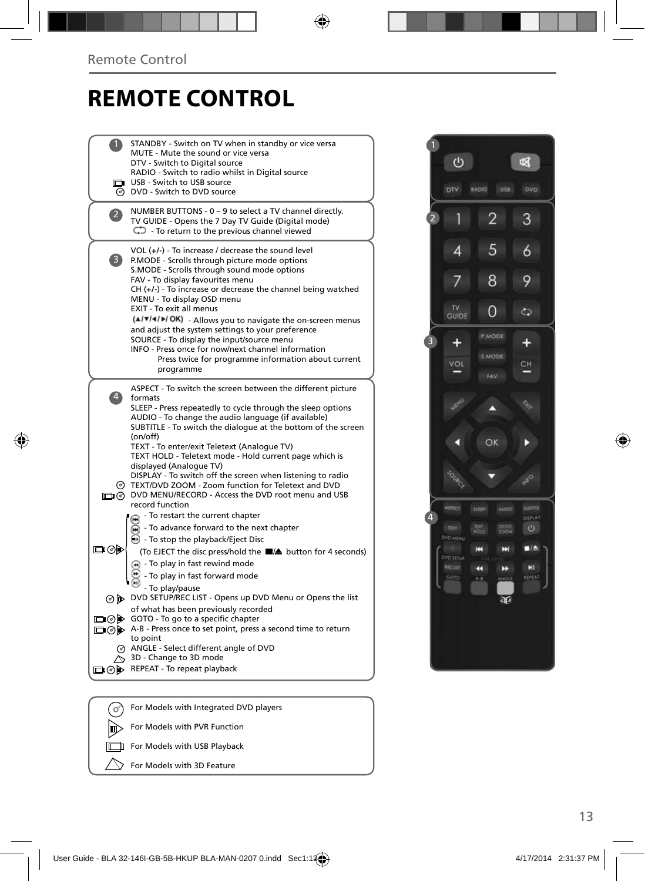## Remote Control

# REMOTE CONTROL

**1**

STANDBY - Switch on TV when in standby or vice versa
MUTE - Mute the sound or vice versa
DTV - Switch to Digital source
RADIO - Switch to radio whilst in Digital source
USB - Switch to USB source
DVD - Switch to DVD source

**2**

NUMBER BUTTONS - 0 – 9 to select a TV channel directly.
TV GUIDE - Opens the 7 Day TV Guide (Digital mode)
- To return to the previous channel viewed

**3**

VOL (+/-) - To increase / decrease the sound level
P.MODE - Scrolls through picture mode options
S.MODE - Scrolls through sound mode options
FAV - To display favourites menu
CH (+/-) - To increase or decrease the channel being watched
MENU - To display OSD menu
EXIT - To exit all menus
(▲/▼/◄/►/ OK) - Allows you to navigate the on-screen menus and adjust the system settings to your preference
SOURCE - To display the input/source menu
INFO - Press once for now/next channel information
Press twice for programme information about current programme

**4**

ASPECT - To switch the screen between the different picture formats
SLEEP - Press repeatedly to cycle through the sleep options
AUDIO - To change the audio language (if available)
SUBTITLE - To switch the dialogue at the bottom of the screen (on/off)
TEXT - To enter/exit Teletext (Analogue TV)
TEXT HOLD - Teletext mode - Hold current page which is displayed (Analogue TV)
DISPLAY - To switch off the screen when listening to radio
TEXT/DVD ZOOM - Zoom function for Teletext and DVD
DVD MENU/RECORD - Access the DVD root menu and USB record function
- To restart the current chapter
- To advance forward to the next chapter
- To stop the playback/Eject Disc
(To EJECT the disc press/hold the ■/⏏ button for 4 seconds)
- To play in fast rewind mode
- To play in fast forward mode
- To play/pause
DVD SETUP/REC LIST - Opens up DVD Menu or Opens the list of what has been previously recorded
GOTO - To go to a specific chapter
A-B - Press once to set point, press a second time to return to point
ANGLE - Select different angle of DVD
3D - Change to 3D mode
REPEAT - To repeat playback

For Models with Integrated DVD players
For Models with PVR Function
For Models with USB Playback
For Models with 3D Feature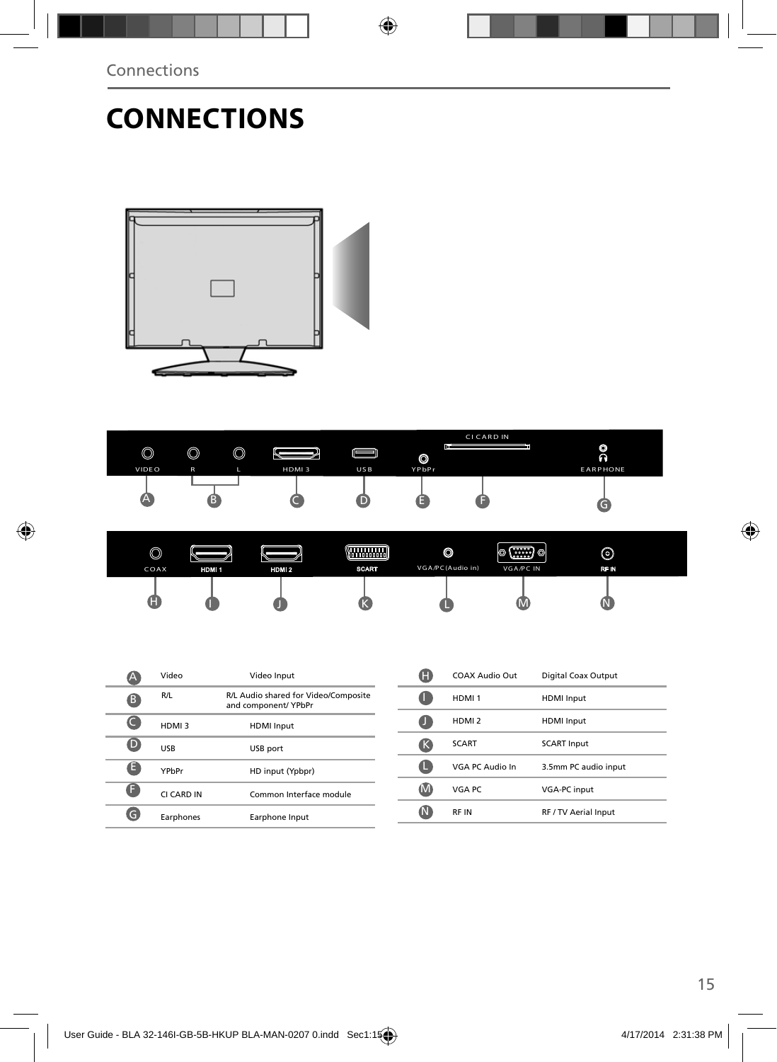# CONNECTIONS

| | | |
|---|---|---|
| A | Video | Video Input |
| B | R/L | R/L Audio shared for Video/Composite and component/ YPbPr |
| C | HDMI 3 | HDMI Input |
| D | USB | USB port |
| E | YPbPr | HD input (Ypbpr) |
| F | CI CARD IN | Common Interface module |
| G | Earphones | Earphone Input |

| | | |
|---|---|---|
| H | COAX Audio Out | Digital Coax Output |
| I | HDMI 1 | HDMI Input |
| J | HDMI 2 | HDMI Input |
| K | SCART | SCART Input |
| L | VGA PC Audio In | 3.5mm PC audio input |
| M | VGA PC | VGA-PC input |
| N | RF IN | RF / TV Aerial Input |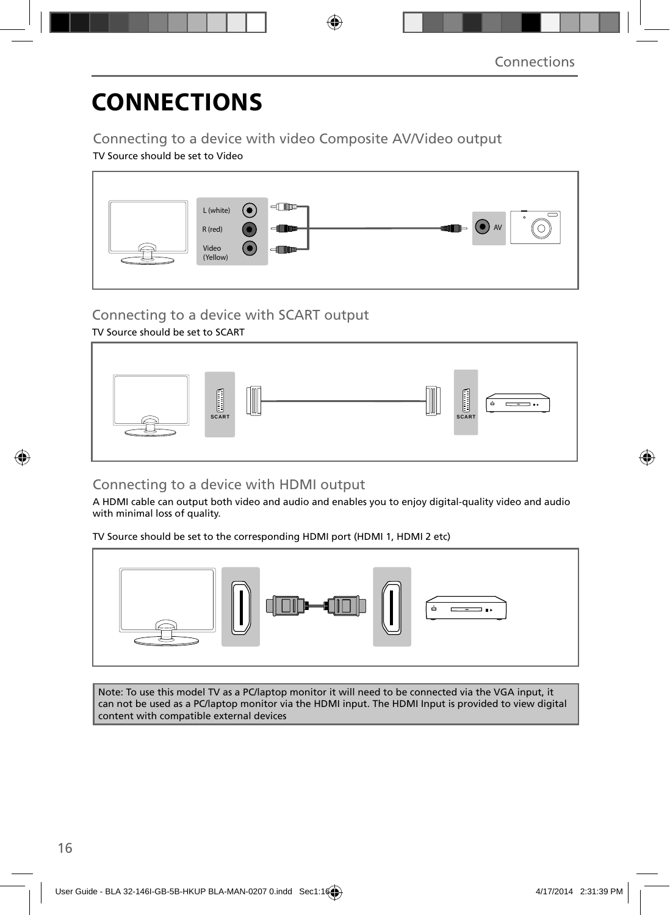# CONNECTIONS

## Connecting to a device with video Composite AV/Video output

TV Source should be set to Video

L (white)

R (red)

Video (Yellow)

AV

## Connecting to a device with SCART output

TV Source should be set to SCART

SCART

SCART

## Connecting to a device with HDMI output

A HDMI cable can output both video and audio and enables you to enjoy digital-quality video and audio with minimal loss of quality.

TV Source should be set to the corresponding HDMI port (HDMI 1, HDMI 2 etc)

Note: To use this model TV as a PC/laptop monitor it will need to be connected via the VGA input, it can not be used as a PC/laptop monitor via the HDMI input. The HDMI Input is provided to view digital content with compatible external devices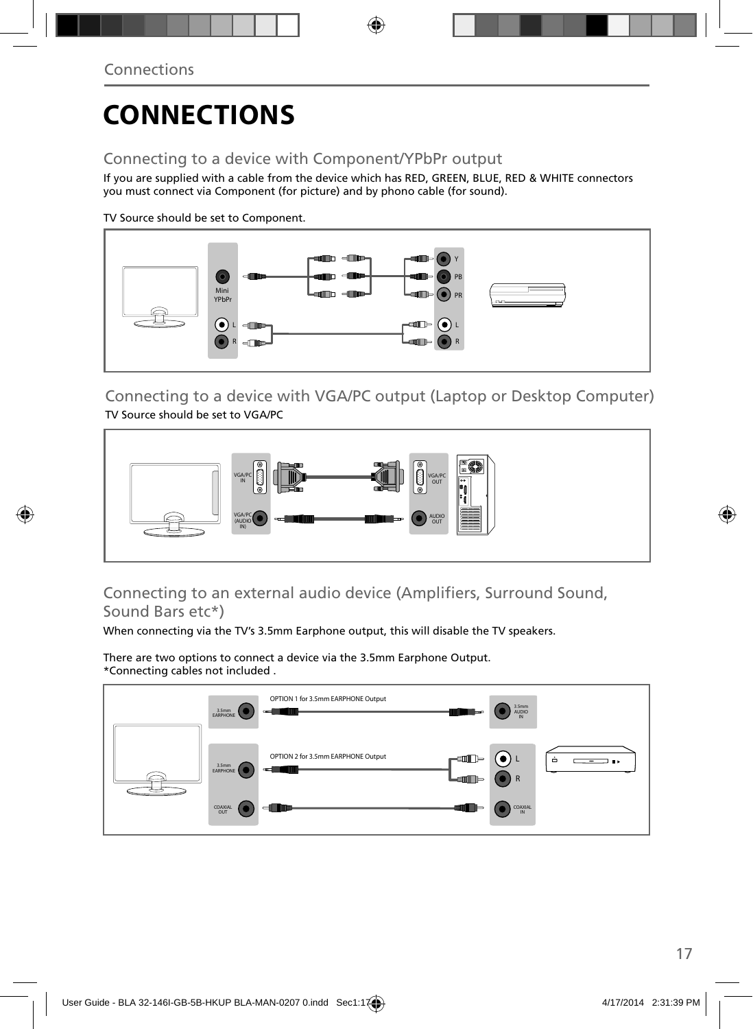# CONNECTIONS

## Connecting to a device with Component/YPbPr output

If you are supplied with a cable from the device which has RED, GREEN, BLUE, RED & WHITE connectors you must connect via Component (for picture) and by phono cable (for sound).

TV Source should be set to Component.

## Connecting to a device with VGA/PC output (Laptop or Desktop Computer)

TV Source should be set to VGA/PC

## Connecting to an external audio device (Amplifiers, Surround Sound, Sound Bars etc*)

When connecting via the TV's 3.5mm Earphone output, this will disable the TV speakers.

There are two options to connect a device via the 3.5mm Earphone Output.
*Connecting cables not included .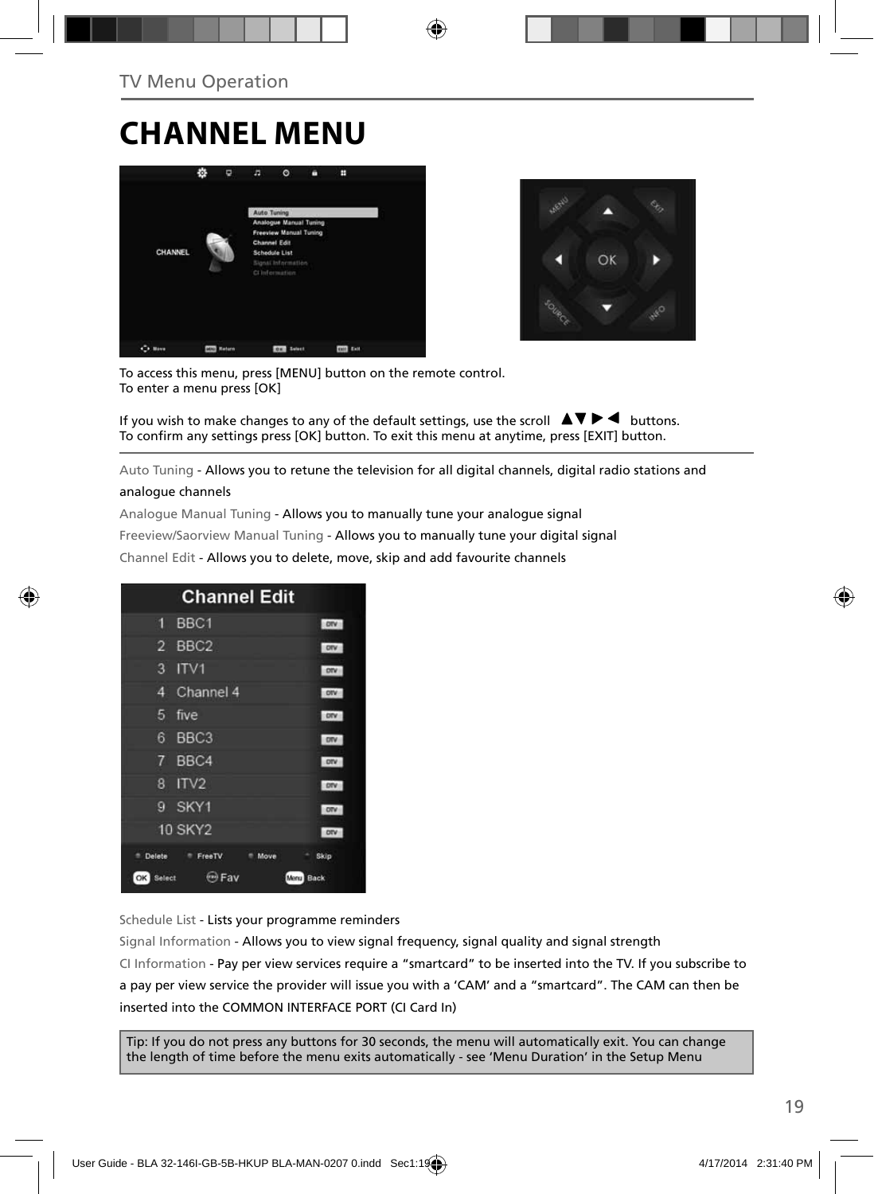TV Menu Operation

# CHANNEL MENU

To access this menu, press [MENU] button on the remote control.
To enter a menu press [OK]

If you wish to make changes to any of the default settings, use the scroll ▲▼ ▶ ◀ buttons.
To confirm any settings press [OK] button. To exit this menu at anytime, press [EXIT] button.

Auto Tuning - Allows you to retune the television for all digital channels, digital radio stations and analogue channels

Analogue Manual Tuning - Allows you to manually tune your analogue signal

Freeview/Saorview Manual Tuning - Allows you to manually tune your digital signal

Channel Edit - Allows you to delete, move, skip and add favourite channels

Schedule List - Lists your programme reminders

Signal Information - Allows you to view signal frequency, signal quality and signal strength

CI Information - Pay per view services require a “smartcard” to be inserted into the TV. If you subscribe to a pay per view service the provider will issue you with a ‘CAM’ and a “smartcard”. The CAM can then be inserted into the COMMON INTERFACE PORT (CI Card In)

Tip: If you do not press any buttons for 30 seconds, the menu will automatically exit. You can change the length of time before the menu exits automatically - see ‘Menu Duration’ in the Setup Menu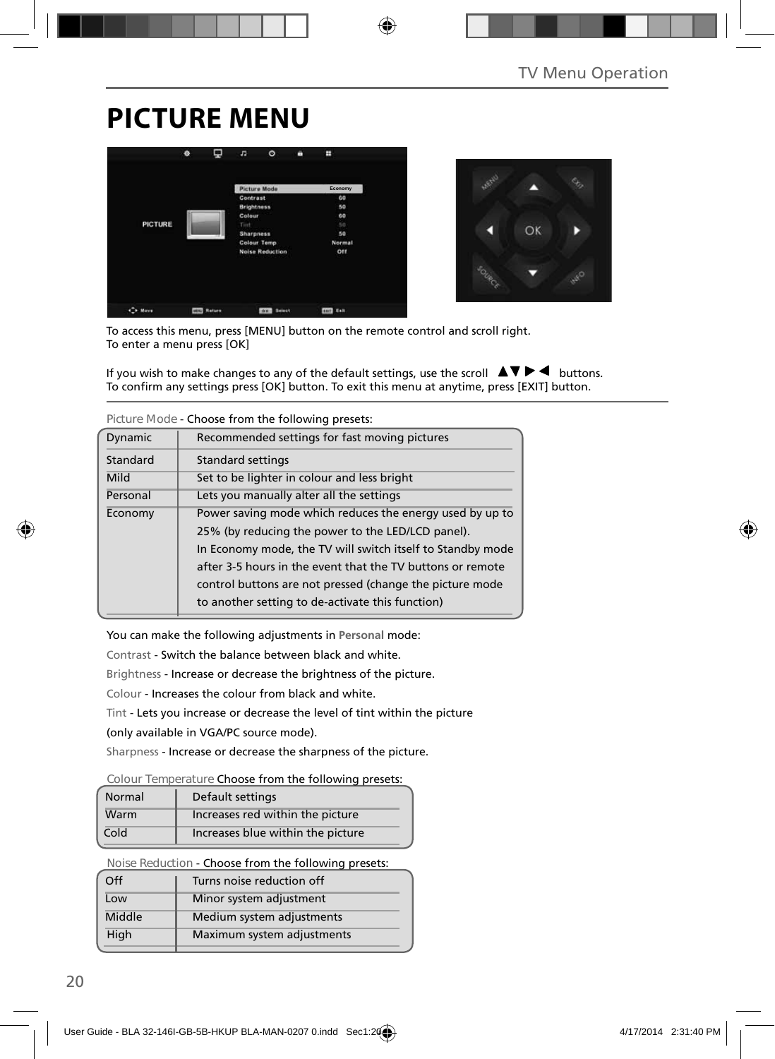# PICTURE MENU

To access this menu, press [MENU] button on the remote control and scroll right.
To enter a menu press [OK]

If you wish to make changes to any of the default settings, use the scroll ▲▼▶◀ buttons.
To confirm any settings press [OK] button. To exit this menu at anytime, press [EXIT] button.

Picture Mode - Choose from the following presets:

| | |
|---|---|
| Dynamic | Recommended settings for fast moving pictures |
| Standard | Standard settings |
| Mild | Set to be lighter in colour and less bright |
| Personal | Lets you manually alter all the settings |
| Economy | Power saving mode which reduces the energy used by up to 25% (by reducing the power to the LED/LCD panel). In Economy mode, the TV will switch itself to Standby mode after 3-5 hours in the event that the TV buttons or remote control buttons are not pressed (change the picture mode to another setting to de-activate this function) |

You can make the following adjustments in **Personal** mode:

Contrast - Switch the balance between black and white.

Brightness - Increase or decrease the brightness of the picture.

Colour - Increases the colour from black and white.

Tint - Lets you increase or decrease the level of tint within the picture (only available in VGA/PC source mode).

Sharpness - Increase or decrease the sharpness of the picture.

Colour Temperature Choose from the following presets:

| | |
|---|---|
| Normal | Default settings |
| Warm | Increases red within the picture |
| Cold | Increases blue within the picture |

Noise Reduction - Choose from the following presets:

| | |
|---|---|
| Off | Turns noise reduction off |
| Low | Minor system adjustment |
| Middle | Medium system adjustments |
| High | Maximum system adjustments |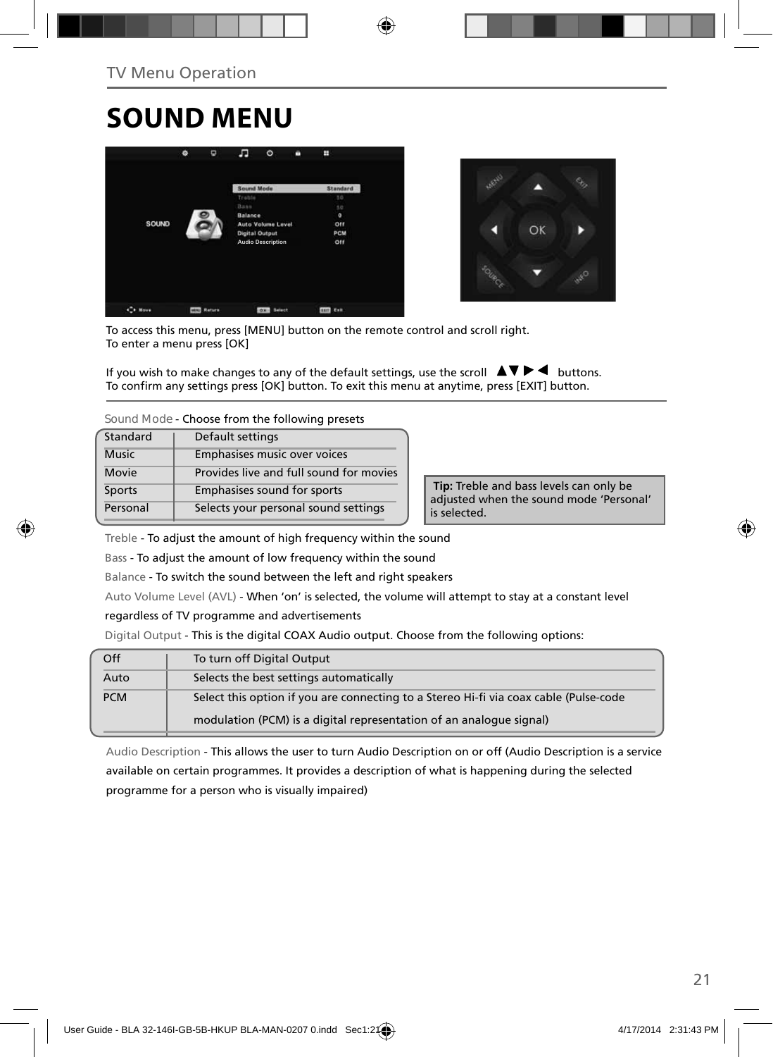TV Menu Operation

# SOUND MENU

To access this menu, press [MENU] button on the remote control and scroll right.
To enter a menu press [OK]

If you wish to make changes to any of the default settings, use the scroll ▲▼▶◀ buttons.
To confirm any settings press [OK] button. To exit this menu at anytime, press [EXIT] button.

Sound Mode - Choose from the following presets

| Mode | Description |
|---|---|
| Standard | Default settings |
| Music | Emphasises music over voices |
| Movie | Provides live and full sound for movies |
| Sports | Emphasises sound for sports |
| Personal | Selects your personal sound settings |

**Tip:** Treble and bass levels can only be adjusted when the sound mode 'Personal' is selected.

Treble - To adjust the amount of high frequency within the sound

Bass - To adjust the amount of low frequency within the sound

Balance - To switch the sound between the left and right speakers

Auto Volume Level (AVL) - When 'on' is selected, the volume will attempt to stay at a constant level regardless of TV programme and advertisements

Digital Output - This is the digital COAX Audio output. Choose from the following options:

| Option | Description |
|---|---|
| Off | To turn off Digital Output |
| Auto | Selects the best settings automatically |
| PCM | Select this option if you are connecting to a Stereo Hi-fi via coax cable (Pulse-code modulation (PCM) is a digital representation of an analogue signal) |

Audio Description - This allows the user to turn Audio Description on or off (Audio Description is a service available on certain programmes. It provides a description of what is happening during the selected programme for a person who is visually impaired)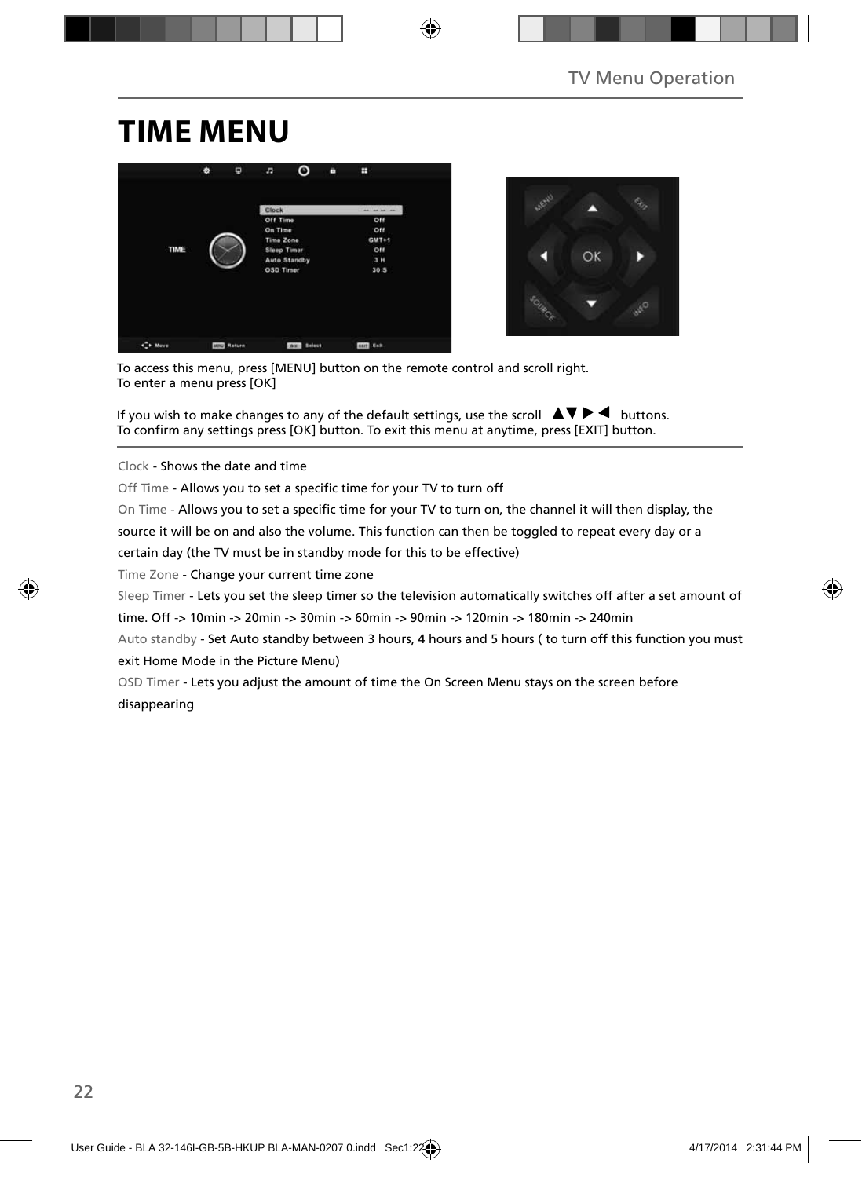# TIME MENU

To access this menu, press [MENU] button on the remote control and scroll right.
To enter a menu press [OK]

If you wish to make changes to any of the default settings, use the scroll ▲▼▶◀ buttons.
To confirm any settings press [OK] button. To exit this menu at anytime, press [EXIT] button.

Clock - Shows the date and time

Off Time - Allows you to set a specific time for your TV to turn off

On Time - Allows you to set a specific time for your TV to turn on, the channel it will then display, the source it will be on and also the volume. This function can then be toggled to repeat every day or a certain day (the TV must be in standby mode for this to be effective)

Time Zone - Change your current time zone

Sleep Timer - Lets you set the sleep timer so the television automatically switches off after a set amount of time. Off -> 10min -> 20min -> 30min -> 60min -> 90min -> 120min -> 180min -> 240min

Auto standby - Set Auto standby between 3 hours, 4 hours and 5 hours ( to turn off this function you must exit Home Mode in the Picture Menu)

OSD Timer - Lets you adjust the amount of time the On Screen Menu stays on the screen before disappearing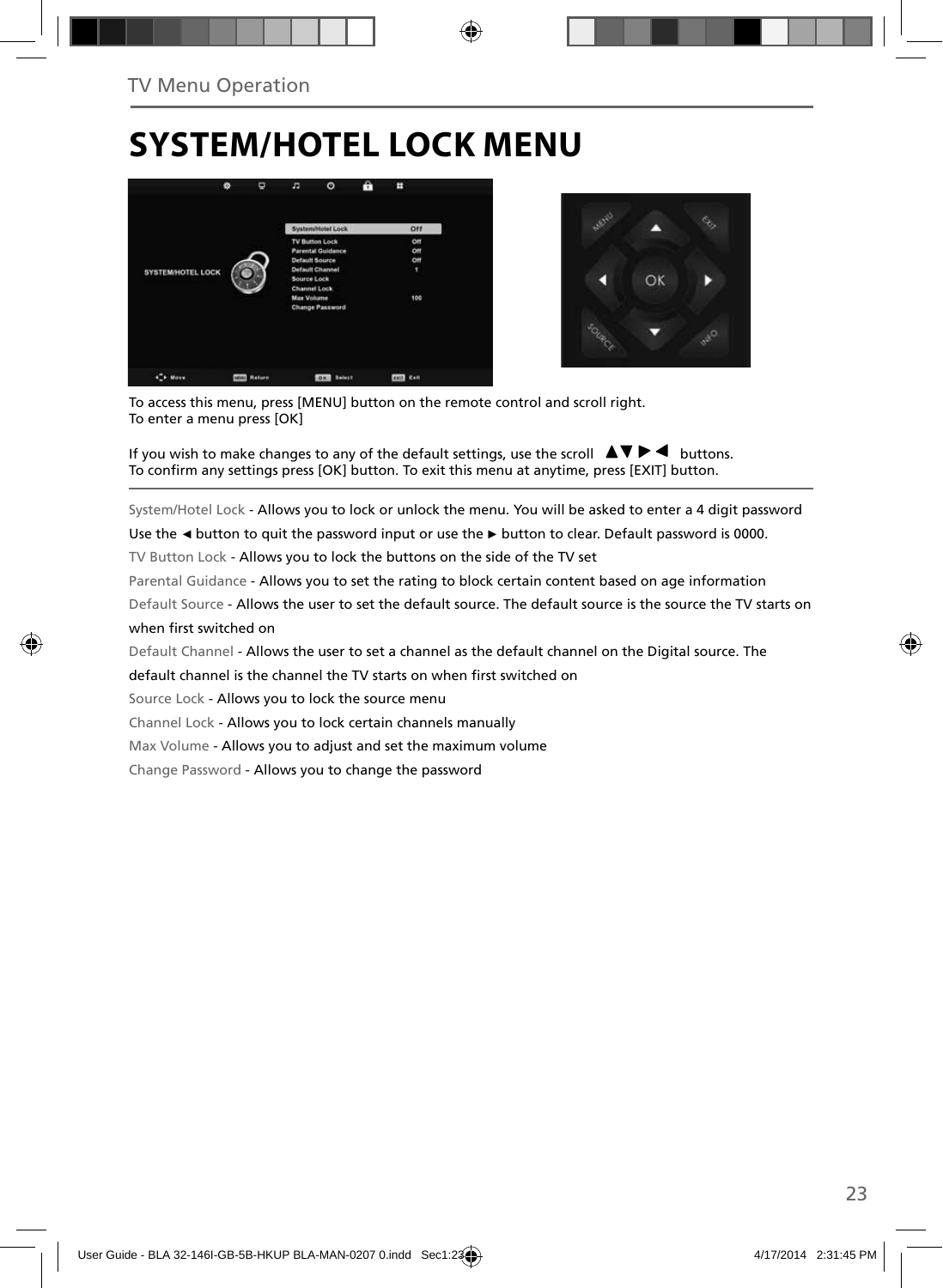TV Menu Operation

# SYSTEM/HOTEL LOCK MENU

To access this menu, press [MENU] button on the remote control and scroll right.
To enter a menu press [OK]

If you wish to make changes to any of the default settings, use the scroll ▲▼ ► ◄ buttons.
To confirm any settings press [OK] button. To exit this menu at anytime, press [EXIT] button.

System/Hotel Lock - Allows you to lock or unlock the menu. You will be asked to enter a 4 digit password
Use the ◄ button to quit the password input or use the ► button to clear. Default password is 0000.

TV Button Lock - Allows you to lock the buttons on the side of the TV set

Parental Guidance - Allows you to set the rating to block certain content based on age information

Default Source - Allows the user to set the default source. The default source is the source the TV starts on when first switched on

Default Channel - Allows the user to set a channel as the default channel on the Digital source. The default channel is the channel the TV starts on when first switched on

Source Lock - Allows you to lock the source menu

Channel Lock - Allows you to lock certain channels manually

Max Volume - Allows you to adjust and set the maximum volume

Change Password - Allows you to change the password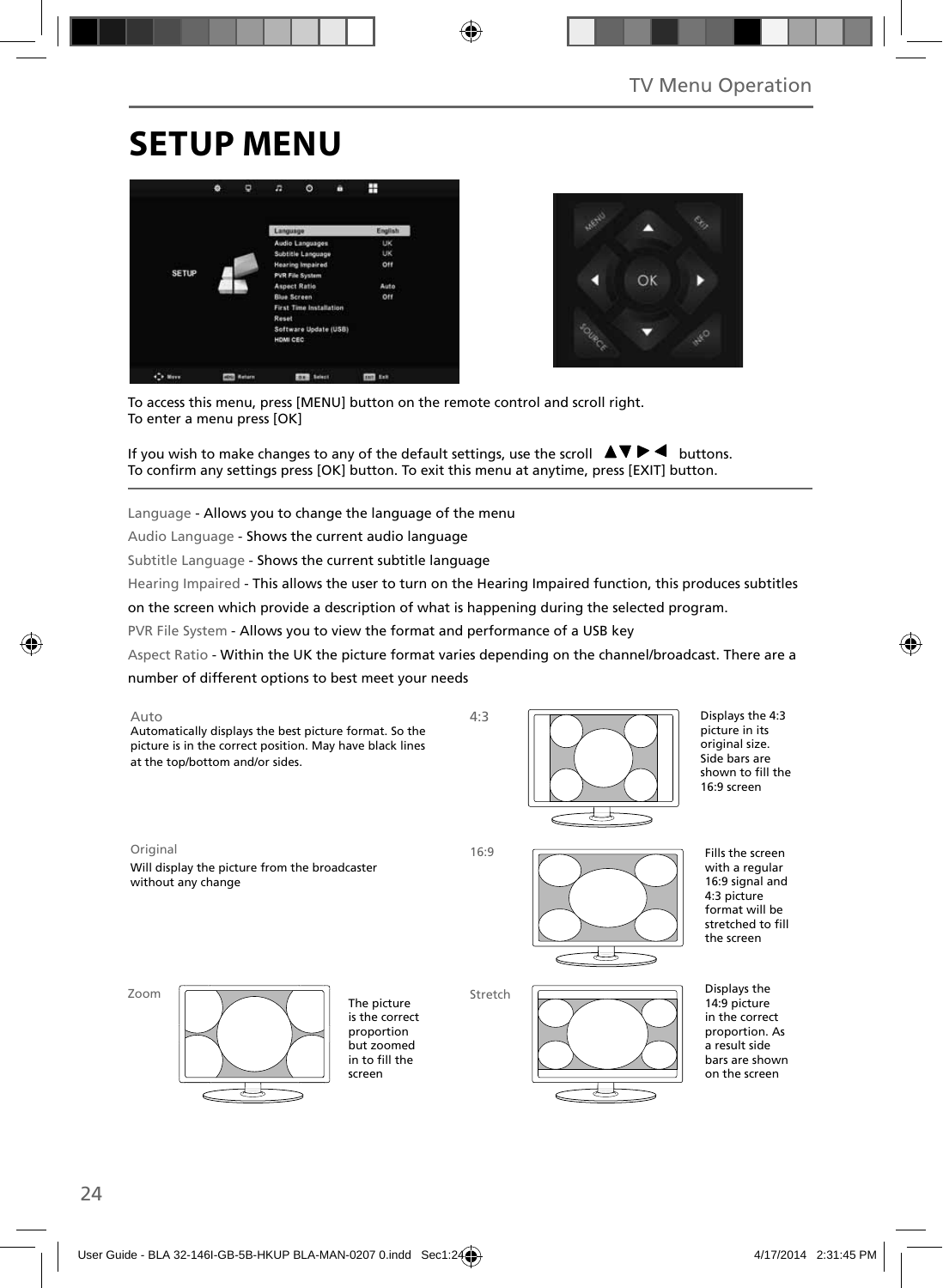# SETUP MENU

To access this menu, press [MENU] button on the remote control and scroll right.
To enter a menu press [OK]

If you wish to make changes to any of the default settings, use the scroll ▲▼▶◀ buttons.
To confirm any settings press [OK] button. To exit this menu at anytime, press [EXIT] button.

Language - Allows you to change the language of the menu

Audio Language - Shows the current audio language

Subtitle Language - Shows the current subtitle language

Hearing Impaired - This allows the user to turn on the Hearing Impaired function, this produces subtitles on the screen which provide a description of what is happening during the selected program.

PVR File System - Allows you to view the format and performance of a USB key

Aspect Ratio - Within the UK the picture format varies depending on the channel/broadcast. There are a number of different options to best meet your needs

**Auto**
Automatically displays the best picture format. So the picture is in the correct position. May have black lines at the top/bottom and/or sides.

**4:3**
Displays the 4:3 picture in its original size. Side bars are shown to fill the 16:9 screen

**Original**
Will display the picture from the broadcaster without any change

**16:9**
Fills the screen with a regular 16:9 signal and 4:3 picture format will be stretched to fill the screen

**Zoom**
The picture is the correct proportion but zoomed in to fill the screen

**Stretch**
Displays the 14:9 picture in the correct proportion. As a result side bars are shown on the screen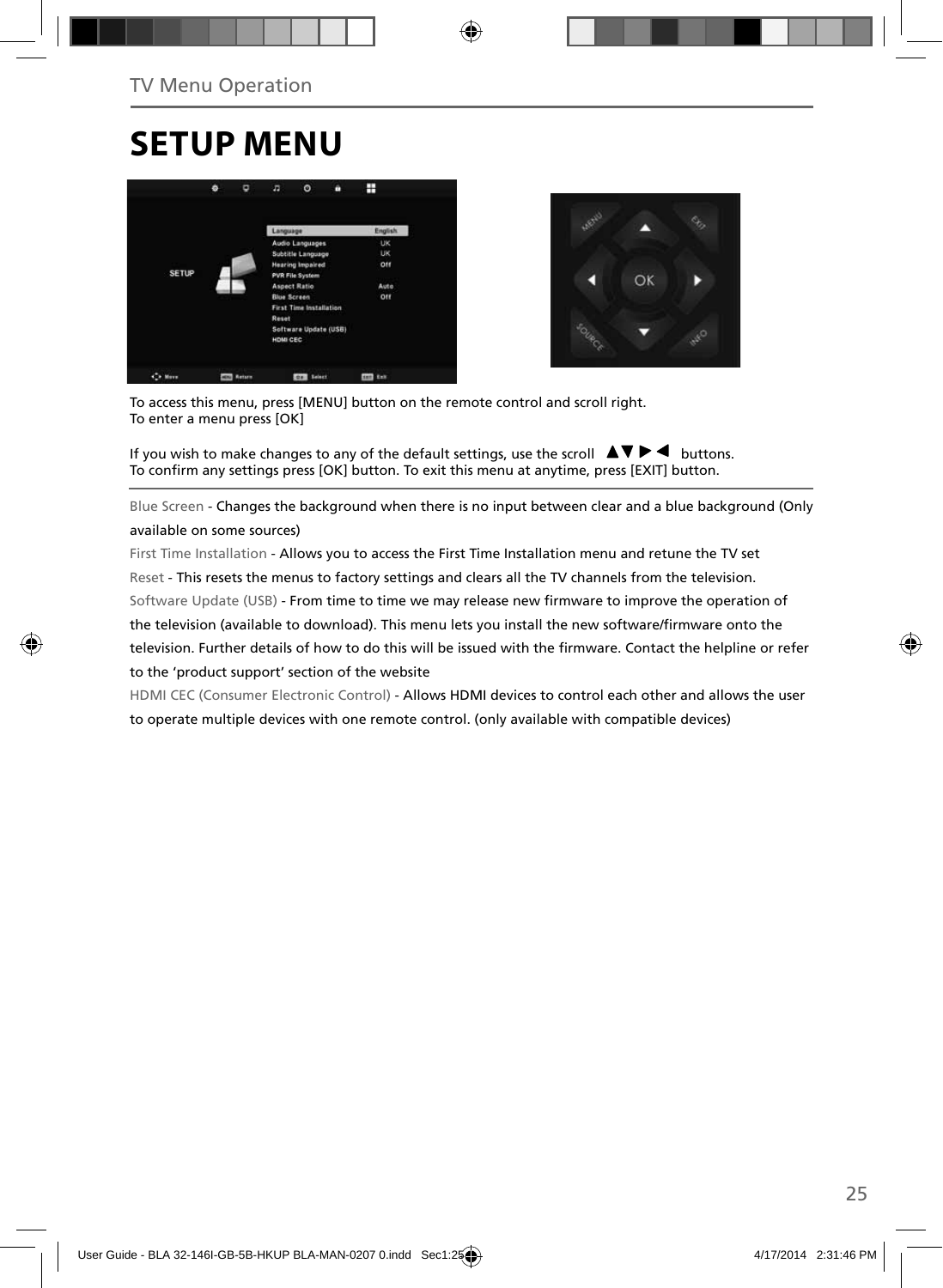# SETUP MENU

To access this menu, press [MENU] button on the remote control and scroll right.
To enter a menu press [OK]

If you wish to make changes to any of the default settings, use the scroll ▲▼ ▶ ◀ buttons.
To confirm any settings press [OK] button. To exit this menu at anytime, press [EXIT] button.

Blue Screen - Changes the background when there is no input between clear and a blue background (Only available on some sources)

First Time Installation - Allows you to access the First Time Installation menu and retune the TV set

Reset - This resets the menus to factory settings and clears all the TV channels from the television.

Software Update (USB) - From time to time we may release new firmware to improve the operation of the television (available to download). This menu lets you install the new software/firmware onto the television. Further details of how to do this will be issued with the firmware. Contact the helpline or refer to the 'product support' section of the website

HDMI CEC (Consumer Electronic Control) - Allows HDMI devices to control each other and allows the user to operate multiple devices with one remote control. (only available with compatible devices)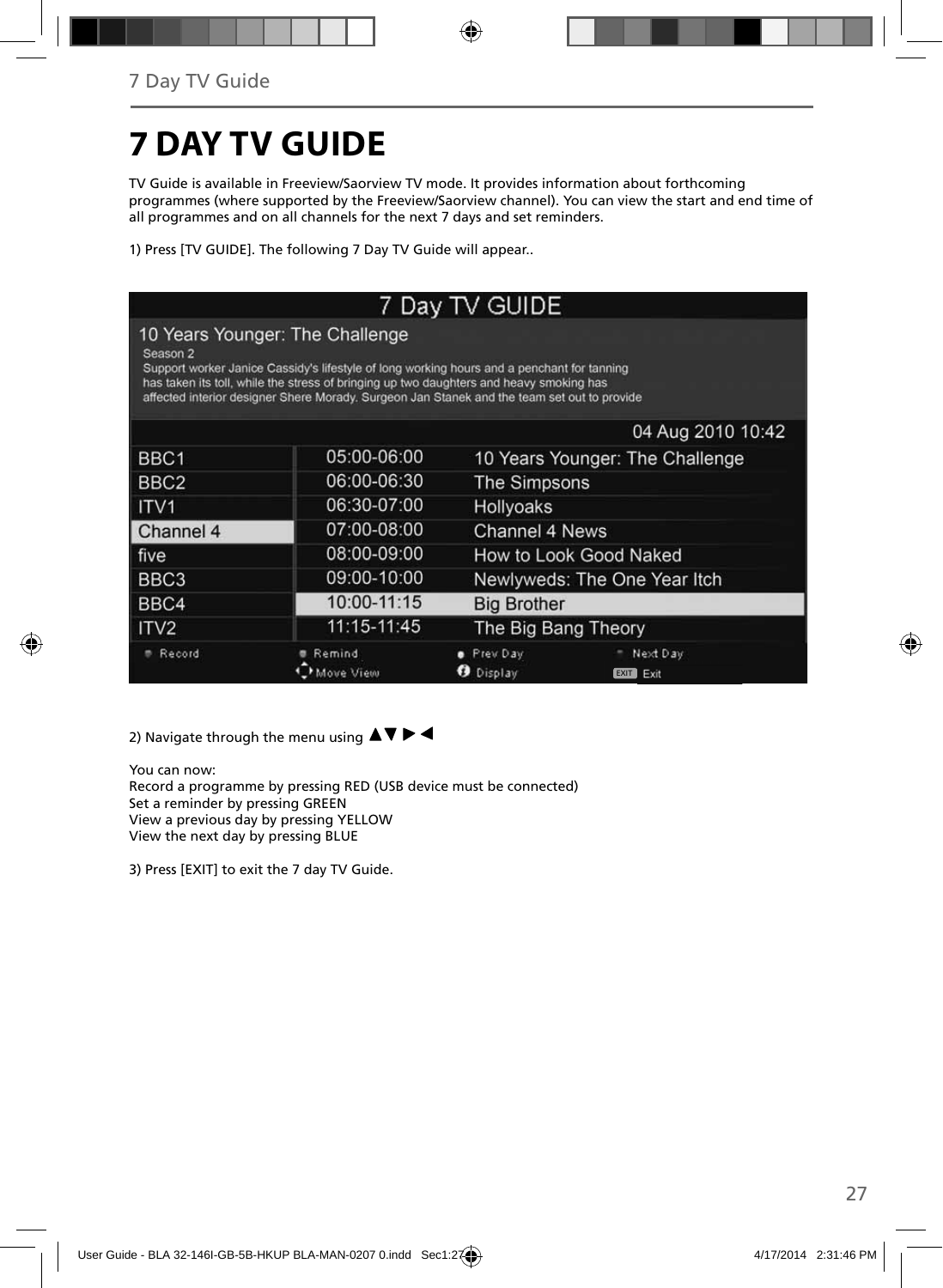# 7 DAY TV GUIDE

TV Guide is available in Freeview/Saorview TV mode. It provides information about forthcoming programmes (where supported by the Freeview/Saorview channel). You can view the start and end time of all programmes and on all channels for the next 7 days and set reminders.

1) Press [TV GUIDE]. The following 7 Day TV Guide will appear..

2) Navigate through the menu using ▲▼ ▶ ◀

You can now:
Record a programme by pressing RED (USB device must be connected)
Set a reminder by pressing GREEN
View a previous day by pressing YELLOW
View the next day by pressing BLUE

3) Press [EXIT] to exit the 7 day TV Guide.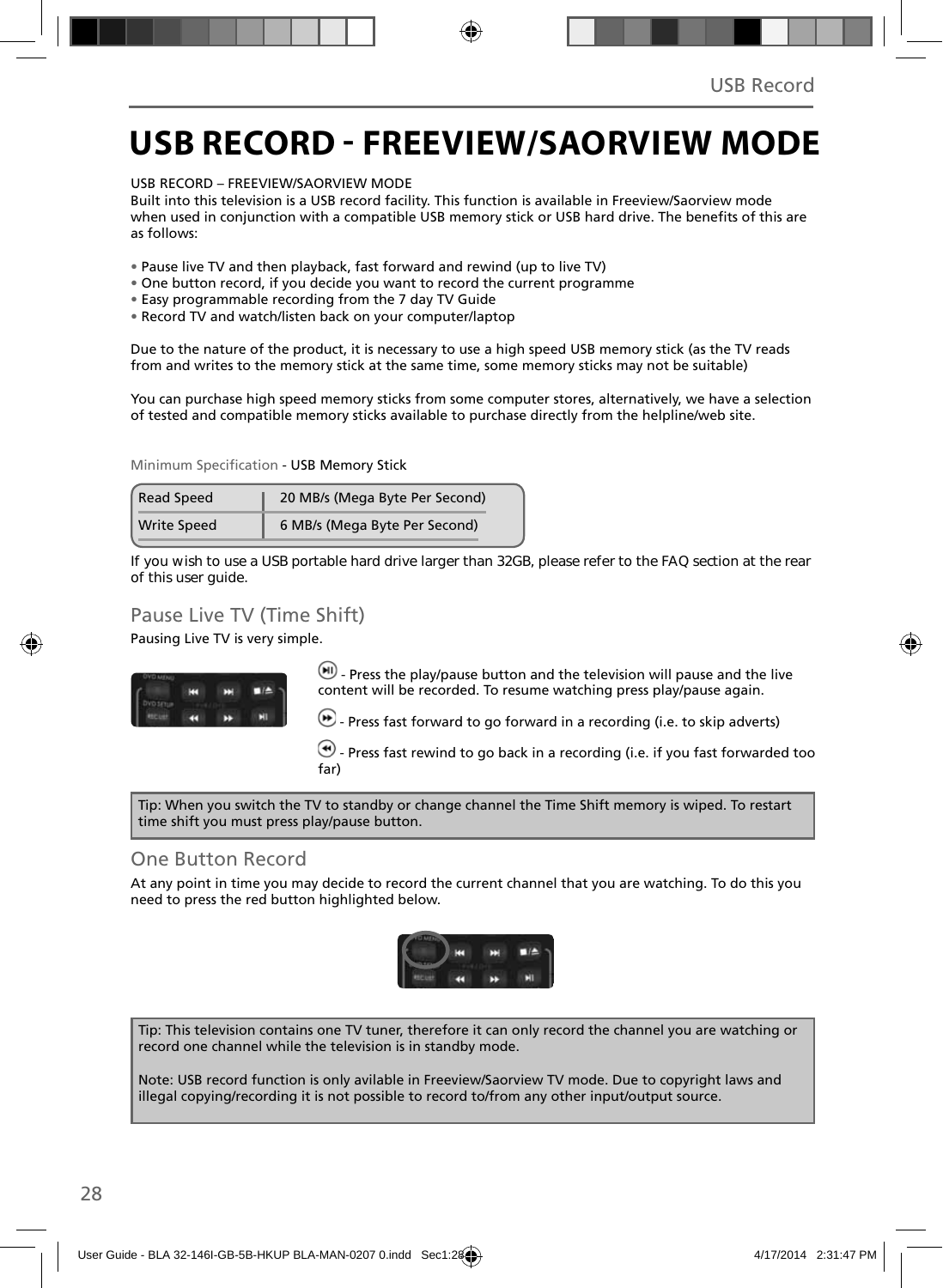# USB RECORD - FREEVIEW/SAORVIEW MODE

USB RECORD – FREEVIEW/SAORVIEW MODE
Built into this television is a USB record facility. This function is available in Freeview/Saorview mode when used in conjunction with a compatible USB memory stick or USB hard drive. The benefits of this are as follows:

- Pause live TV and then playback, fast forward and rewind (up to live TV)
- One button record, if you decide you want to record the current programme
- Easy programmable recording from the 7 day TV Guide
- Record TV and watch/listen back on your computer/laptop

Due to the nature of the product, it is necessary to use a high speed USB memory stick (as the TV reads from and writes to the memory stick at the same time, some memory sticks may not be suitable)

You can purchase high speed memory sticks from some computer stores, alternatively, we have a selection of tested and compatible memory sticks available to purchase directly from the helpline/web site.

Minimum Specification - USB Memory Stick

| Read Speed | 20 MB/s (Mega Byte Per Second) |
|---|---|
| Write Speed | 6 MB/s (Mega Byte Per Second) |

If you wish to use a USB portable hard drive larger than 32GB, please refer to the FAQ section at the rear of this user guide.

## Pause Live TV (Time Shift)

Pausing Live TV is very simple.

- Press the play/pause button and the television will pause and the live content will be recorded. To resume watching press play/pause again.

- Press fast forward to go forward in a recording (i.e. to skip adverts)

- Press fast rewind to go back in a recording (i.e. if you fast forwarded too far)

Tip: When you switch the TV to standby or change channel the Time Shift memory is wiped. To restart time shift you must press play/pause button.

## One Button Record

At any point in time you may decide to record the current channel that you are watching. To do this you need to press the red button highlighted below.

Tip: This television contains one TV tuner, therefore it can only record the channel you are watching or record one channel while the television is in standby mode.

Note: USB record function is only avilable in Freeview/Saorview TV mode. Due to copyright laws and illegal copying/recording it is not possible to record to/from any other input/output source.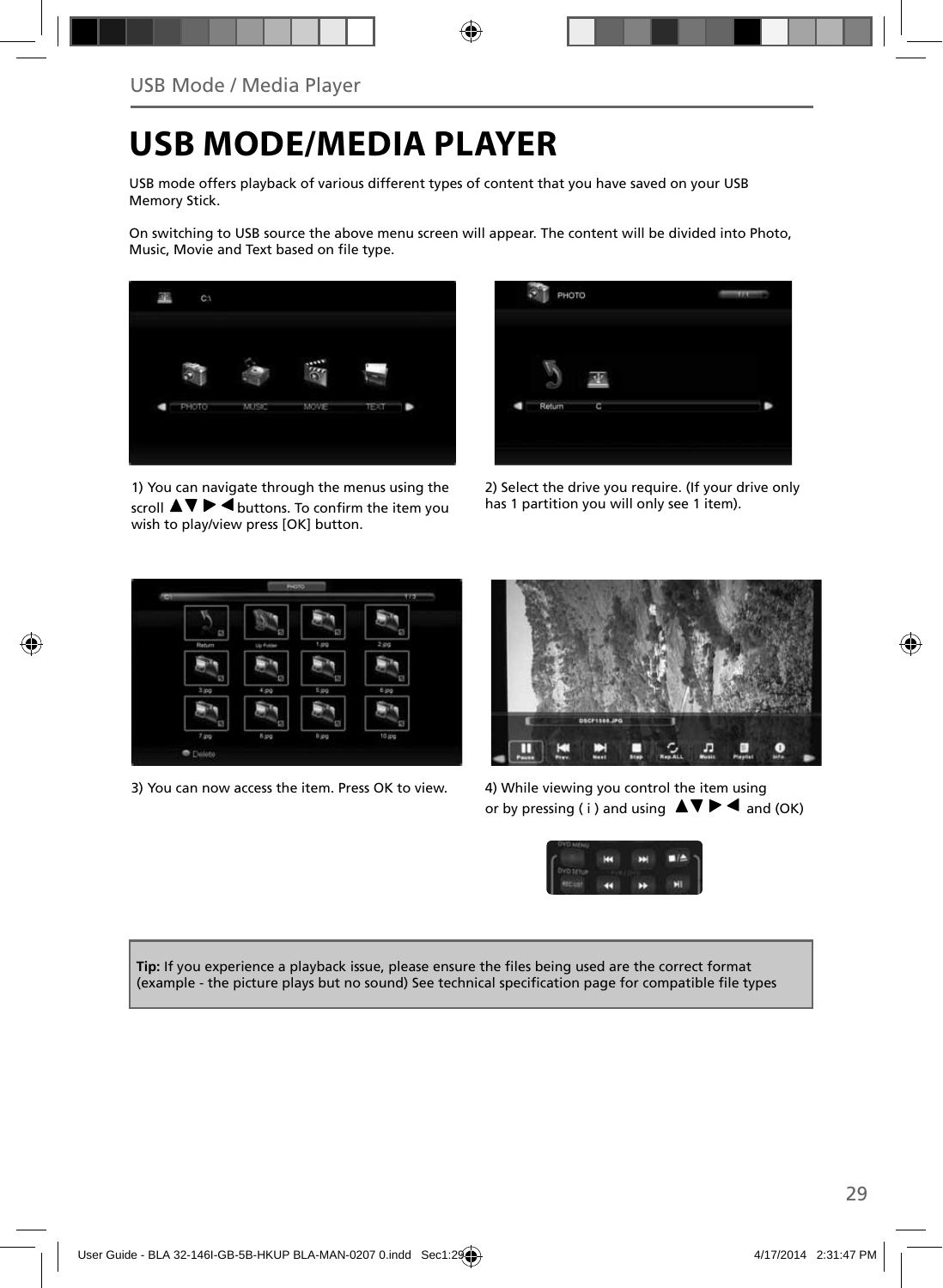# USB MODE/MEDIA PLAYER

USB mode offers playback of various different types of content that you have saved on your USB Memory Stick.

On switching to USB source the above menu screen will appear. The content will be divided into Photo, Music, Movie and Text based on file type.

1) You can navigate through the menus using the scroll ▲▼ ▶ ◀ buttons. To confirm the item you wish to play/view press [OK] button.

2) Select the drive you require. (If your drive only has 1 partition you will only see 1 item).

3) You can now access the item. Press OK to view.

4) While viewing you control the item using or by pressing ( i ) and using ▲▼ ▶ ◀ and (OK)

**Tip:** If you experience a playback issue, please ensure the files being used are the correct format (example - the picture plays but no sound) See technical specification page for compatible file types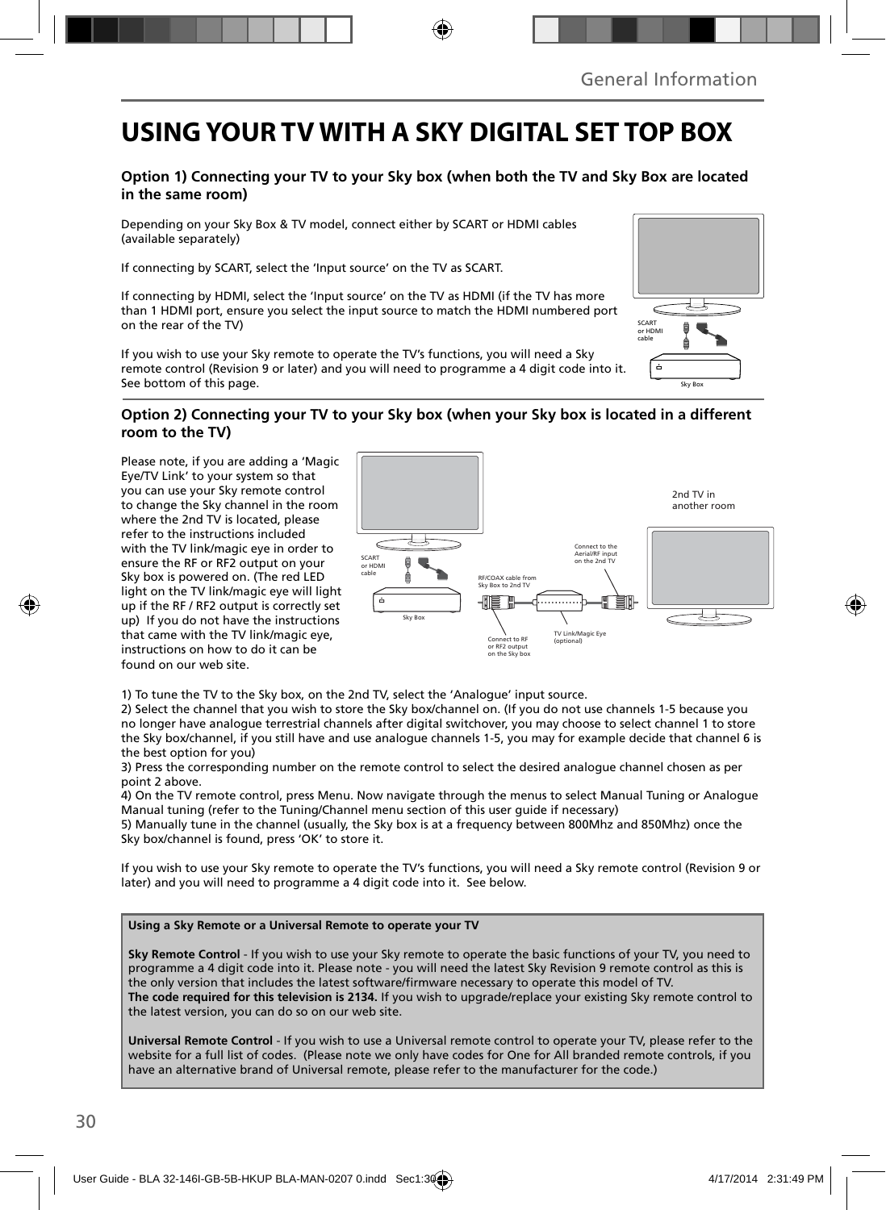# USING YOUR TV WITH A SKY DIGITAL SET TOP BOX

### Option 1) Connecting your TV to your Sky box (when both the TV and Sky Box are located in the same room)

Depending on your Sky Box & TV model, connect either by SCART or HDMI cables (available separately)

If connecting by SCART, select the 'Input source' on the TV as SCART.

If connecting by HDMI, select the 'Input source' on the TV as HDMI (if the TV has more than 1 HDMI port, ensure you select the input source to match the HDMI numbered port on the rear of the TV)

If you wish to use your Sky remote to operate the TV's functions, you will need a Sky remote control (Revision 9 or later) and you will need to programme a 4 digit code into it. See bottom of this page.

SCART or HDMI cable

Sky Box

### Option 2) Connecting your TV to your Sky box (when your Sky box is located in a different room to the TV)

Please note, if you are adding a 'Magic Eye/TV Link' to your system so that you can use your Sky remote control to change the Sky channel in the room where the 2nd TV is located, please refer to the instructions included with the TV link/magic eye in order to ensure the RF or RF2 output on your Sky box is powered on. (The red LED light on the TV link/magic eye will light up if the RF / RF2 output is correctly set up) If you do not have the instructions that came with the TV link/magic eye, instructions on how to do it can be found on our web site.

2nd TV in another room

SCART or HDMI cable

Sky Box

RF/COAX cable from Sky Box to 2nd TV

Connect to the Aerial/RF input on the 2nd TV

Connect to RF or RF2 output on the Sky box

TV Link/Magic Eye (optional)

1) To tune the TV to the Sky box, on the 2nd TV, select the 'Analogue' input source.
2) Select the channel that you wish to store the Sky box/channel on. (If you do not use channels 1-5 because you no longer have analogue terrestrial channels after digital switchover, you may choose to select channel 1 to store the Sky box/channel, if you still have and use analogue channels 1-5, you may for example decide that channel 6 is the best option for you)
3) Press the corresponding number on the remote control to select the desired analogue channel chosen as per point 2 above.
4) On the TV remote control, press Menu. Now navigate through the menus to select Manual Tuning or Analogue Manual tuning (refer to the Tuning/Channel menu section of this user guide if necessary)
5) Manually tune in the channel (usually, the Sky box is at a frequency between 800Mhz and 850Mhz) once the Sky box/channel is found, press 'OK' to store it.

If you wish to use your Sky remote to operate the TV's functions, you will need a Sky remote control (Revision 9 or later) and you will need to programme a 4 digit code into it. See below.

**Using a Sky Remote or a Universal Remote to operate your TV**

**Sky Remote Control** - If you wish to use your Sky remote to operate the basic functions of your TV, you need to programme a 4 digit code into it. Please note - you will need the latest Sky Revision 9 remote control as this is the only version that includes the latest software/firmware necessary to operate this model of TV.
**The code required for this television is 2134.** If you wish to upgrade/replace your existing Sky remote control to the latest version, you can do so on our web site.

**Universal Remote Control** - If you wish to use a Universal remote control to operate your TV, please refer to the website for a full list of codes. (Please note we only have codes for One for All branded remote controls, if you have an alternative brand of Universal remote, please refer to the manufacturer for the code.)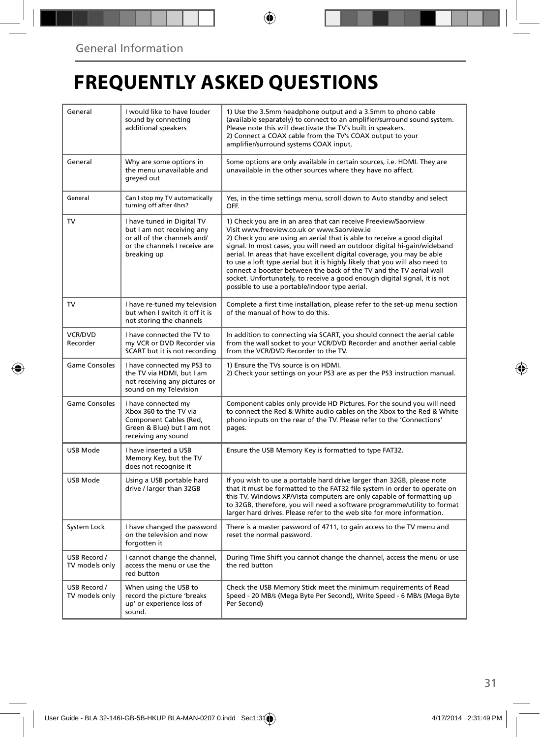General Information

# FREQUENTLY ASKED QUESTIONS

| | | |
|---|---|---|
| General | I would like to have louder sound by connecting additional speakers | 1) Use the 3.5mm headphone output and a 3.5mm to phono cable (available separately) to connect to an amplifier/surround sound system. Please note this will deactivate the TV's built in speakers.<br>2) Connect a COAX cable from the TV's COAX output to your amplifier/surround systems COAX input. |
| General | Why are some options in the menu unavailable and greyed out | Some options are only available in certain sources, i.e. HDMI. They are unavailable in the other sources where they have no affect. |
| General | Can I stop my TV automatically turning off after 4hrs? | Yes, in the time settings menu, scroll down to Auto standby and select OFF. |
| TV | I have tuned in Digital TV but I am not receiving any or all of the channels and/ or the channels I receive are breaking up | 1) Check you are in an area that can receive Freeview/Saorview Visit www.freeview.co.uk or www.Saorview.ie<br>2) Check you are using an aerial that is able to receive a good digital signal. In most cases, you will need an outdoor digital hi-gain/wideband aerial. In areas that have excellent digital coverage, you may be able to use a loft type aerial but it is highly likely that you will also need to connect a booster between the back of the TV and the TV aerial wall socket. Unfortunately, to receive a good enough digital signal, it is not possible to use a portable/indoor type aerial. |
| TV | I have re-tuned my television but when I switch it off it is not storing the channels | Complete a first time installation, please refer to the set-up menu section of the manual of how to do this. |
| VCR/DVD Recorder | I have connected the TV to my VCR or DVD Recorder via SCART but it is not recording | In addition to connecting via SCART, you should connect the aerial cable from the wall socket to your VCR/DVD Recorder and another aerial cable from the VCR/DVD Recorder to the TV. |
| Game Consoles | I have connected my PS3 to the TV via HDMI, but I am not receiving any pictures or sound on my Television | 1) Ensure the TVs source is on HDMI.<br>2) Check your settings on your PS3 are as per the PS3 instruction manual. |
| Game Consoles | I have connected my Xbox 360 to the TV via Component Cables (Red, Green & Blue) but I am not receiving any sound | Component cables only provide HD Pictures. For the sound you will need to connect the Red & White audio cables on the Xbox to the Red & White phono inputs on the rear of the TV. Please refer to the 'Connections' pages. |
| USB Mode | I have inserted a USB Memory Key, but the TV does not recognise it | Ensure the USB Memory Key is formatted to type FAT32. |
| USB Mode | Using a USB portable hard drive / larger than 32GB | If you wish to use a portable hard drive larger than 32GB, please note that it must be formatted to the FAT32 file system in order to operate on this TV. Windows XP/Vista computers are only capable of formatting up to 32GB, therefore, you will need a software programme/utility to format larger hard drives. Please refer to the web site for more information. |
| System Lock | I have changed the password on the television and now forgotten it | There is a master password of 4711, to gain access to the TV menu and reset the normal password. |
| USB Record / TV models only | I cannot change the channel, access the menu or use the red button | During Time Shift you cannot change the channel, access the menu or use the red button |
| USB Record / TV models only | When using the USB to record the picture 'breaks up' or experience loss of sound. | Check the USB Memory Stick meet the minimum requirements of Read Speed - 20 MB/s (Mega Byte Per Second), Write Speed - 6 MB/s (Mega Byte Per Second) |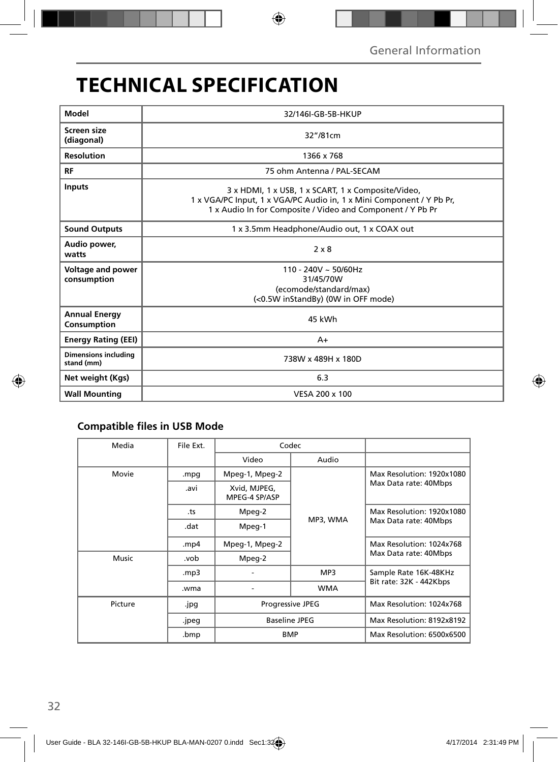# TECHNICAL SPECIFICATION

| | |
|---|---|
| **Model** | 32/146I-GB-5B-HKUP |
| **Screen size (diagonal)** | 32"/81cm |
| **Resolution** | 1366 x 768 |
| **RF** | 75 ohm Antenna / PAL-SECAM |
| **Inputs** | 3 x HDMI, 1 x USB, 1 x SCART, 1 x Composite/Video, 1 x VGA/PC Input, 1 x VGA/PC Audio in, 1 x Mini Component / Y Pb Pr, 1 x Audio In for Composite / Video and Component / Y Pb Pr |
| **Sound Outputs** | 1 x 3.5mm Headphone/Audio out, 1 x COAX out |
| **Audio power, watts** | 2 x 8 |
| **Voltage and power consumption** | 110 - 240V ~ 50/60Hz 31/45/70W (ecomode/standard/max) (<0.5W inStandBy) (0W in OFF mode) |
| **Annual Energy Consumption** | 45 kWh |
| **Energy Rating (EEI)** | A+ |
| **Dimensions including stand (mm)** | 738W x 489H x 180D |
| **Net weight (Kgs)** | 6.3 |
| **Wall Mounting** | VESA 200 x 100 |

### Compatible files in USB Mode

| Media | File Ext. | Codec | | |
|---|---|---|---|---|
| | | Video | Audio | |
| Movie | .mpg | Mpeg-1, Mpeg-2 | MP3, WMA | Max Resolution: 1920x1080 Max Data rate: 40Mbps |
| | .avi | Xvid, MJPEG, MPEG-4 SP/ASP | | |
| | .ts | Mpeg-2 | | Max Resolution: 1920x1080 Max Data rate: 40Mbps |
| | .dat | Mpeg-1 | | |
| | .mp4 | Mpeg-1, Mpeg-2 | | Max Resolution: 1024x768 Max Data rate: 40Mbps |
| Music | .vob | Mpeg-2 | | |
| | .mp3 | - | MP3 | Sample Rate 16K-48KHz Bit rate: 32K - 442Kbps |
| | .wma | - | WMA | |
| Picture | .jpg | Progressive JPEG | | Max Resolution: 1024x768 |
| | .jpeg | Baseline JPEG | | Max Resolution: 8192x8192 |
| | .bmp | BMP | | Max Resolution: 6500x6500 |